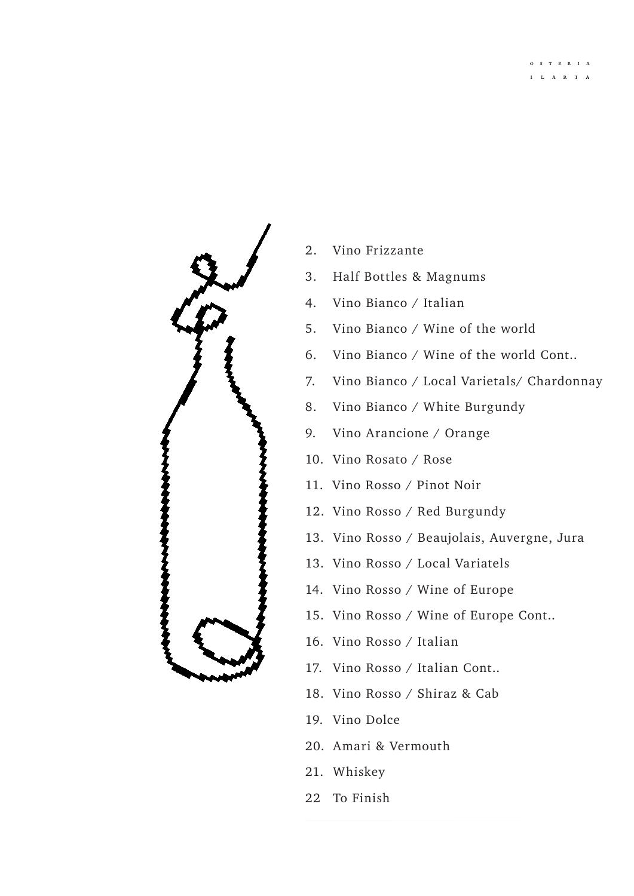# OSTERIA ILARIA

2. Vino Frizzante
3. Half Bottles & Magnums
4. Vino Bianco / Italian
5. Vino Bianco / Wine of the world
6. Vino Bianco / Wine of the world Cont..
7. Vino Bianco / Local Varietals/ Chardonnay
8. Vino Bianco / White Burgundy
9. Vino Arancione / Orange
10. Vino Rosato / Rose
11. Vino Rosso / Pinot Noir
12. Vino Rosso / Red Burgundy
13. Vino Rosso / Beaujolais, Auvergne, Jura
13. Vino Rosso / Local Variatels
14. Vino Rosso / Wine of Europe
15. Vino Rosso / Wine of Europe Cont..
16. Vino Rosso / Italian
17. Vino Rosso / Italian Cont..
18. Vino Rosso / Shiraz & Cab
19. Vino Dolce
20. Amari & Vermouth
21. Whiskey
22 To Finish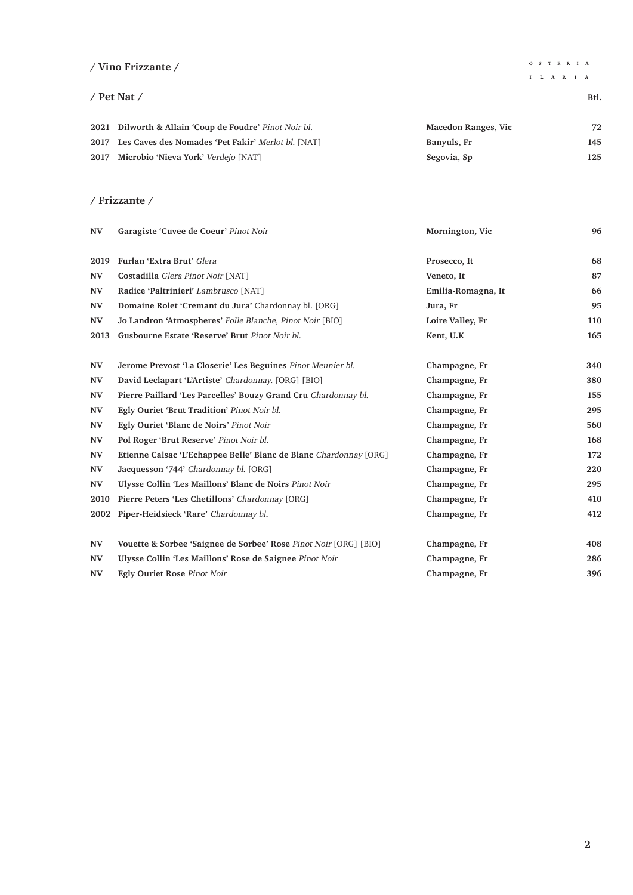## / Vino Frizzante /

OSTERIA ILARIA

### / Pet Nat /

| | | | Btl. |
|---|---|---|---|
| 2021 | **Dilworth & Allain 'Coup de Foudre'** *Pinot Noir bl.* | **Macedon Ranges, Vic** | **72** |
| 2017 | **Les Caves des Nomades 'Pet Fakir'** *Merlot bl.* [NAT] | **Banyuls, Fr** | **145** |
| 2017 | **Microbio 'Nieva York'** *Verdejo* [NAT] | **Segovia, Sp** | **125** |

### / Frizzante /

| | | | |
|---|---|---|---|
| NV | **Garagiste 'Cuvee de Coeur'** *Pinot Noir* | **Mornington, Vic** | **96** |
| 2019 | **Furlan 'Extra Brut'** *Glera* | **Prosecco, It** | **68** |
| NV | **Costadilla** *Glera Pinot Noir* [NAT] | **Veneto, It** | **87** |
| NV | **Radice 'Paltrinieri'** *Lambrusco* [NAT] | **Emilia-Romagna, It** | **66** |
| NV | **Domaine Rolet 'Cremant du Jura'** Chardonnay bl. [ORG] | **Jura, Fr** | **95** |
| NV | **Jo Landron 'Atmospheres'** *Folle Blanche, Pinot Noir* [BIO] | **Loire Valley, Fr** | **110** |
| 2013 | **Gusbourne Estate 'Reserve' Brut** *Pinot Noir bl.* | **Kent, U.K** | **165** |
| NV | **Jerome Prevost 'La Closerie' Les Beguines** *Pinot Meunier bl.* | **Champagne, Fr** | **340** |
| NV | **David Leclapart 'L'Artiste'** *Chardonnay.* [ORG] [BIO] | **Champagne, Fr** | **380** |
| NV | **Pierre Paillard 'Les Parcelles' Bouzy Grand Cru** *Chardonnay bl.* | **Champagne, Fr** | **155** |
| NV | **Egly Ouriet 'Brut Tradition'** *Pinot Noir bl.* | **Champagne, Fr** | **295** |
| NV | **Egly Ouriet 'Blanc de Noirs'** *Pinot Noir* | **Champagne, Fr** | **560** |
| NV | **Pol Roger 'Brut Reserve'** *Pinot Noir bl.* | **Champagne, Fr** | **168** |
| NV | **Etienne Calsac 'L'Echappee Belle' Blanc de Blanc** *Chardonnay* [ORG] | **Champagne, Fr** | **172** |
| NV | **Jacquesson '744'** *Chardonnay bl.* [ORG] | **Champagne, Fr** | **220** |
| NV | **Ulysse Collin 'Les Maillons' Blanc de Noirs** *Pinot Noir* | **Champagne, Fr** | **295** |
| 2010 | **Pierre Peters 'Les Chetillons'** *Chardonnay* [ORG] | **Champagne, Fr** | **410** |
| 2002 | **Piper-Heidsieck 'Rare'** *Chardonnay bl.* | **Champagne, Fr** | **412** |
| NV | **Vouette & Sorbee 'Saignee de Sorbee' Rose** *Pinot Noir* [ORG] [BIO] | **Champagne, Fr** | **408** |
| NV | **Ulysse Collin 'Les Maillons' Rose de Saignee** *Pinot Noir* | **Champagne, Fr** | **286** |
| NV | **Egly Ouriet Rose** *Pinot Noir* | **Champagne, Fr** | **396** |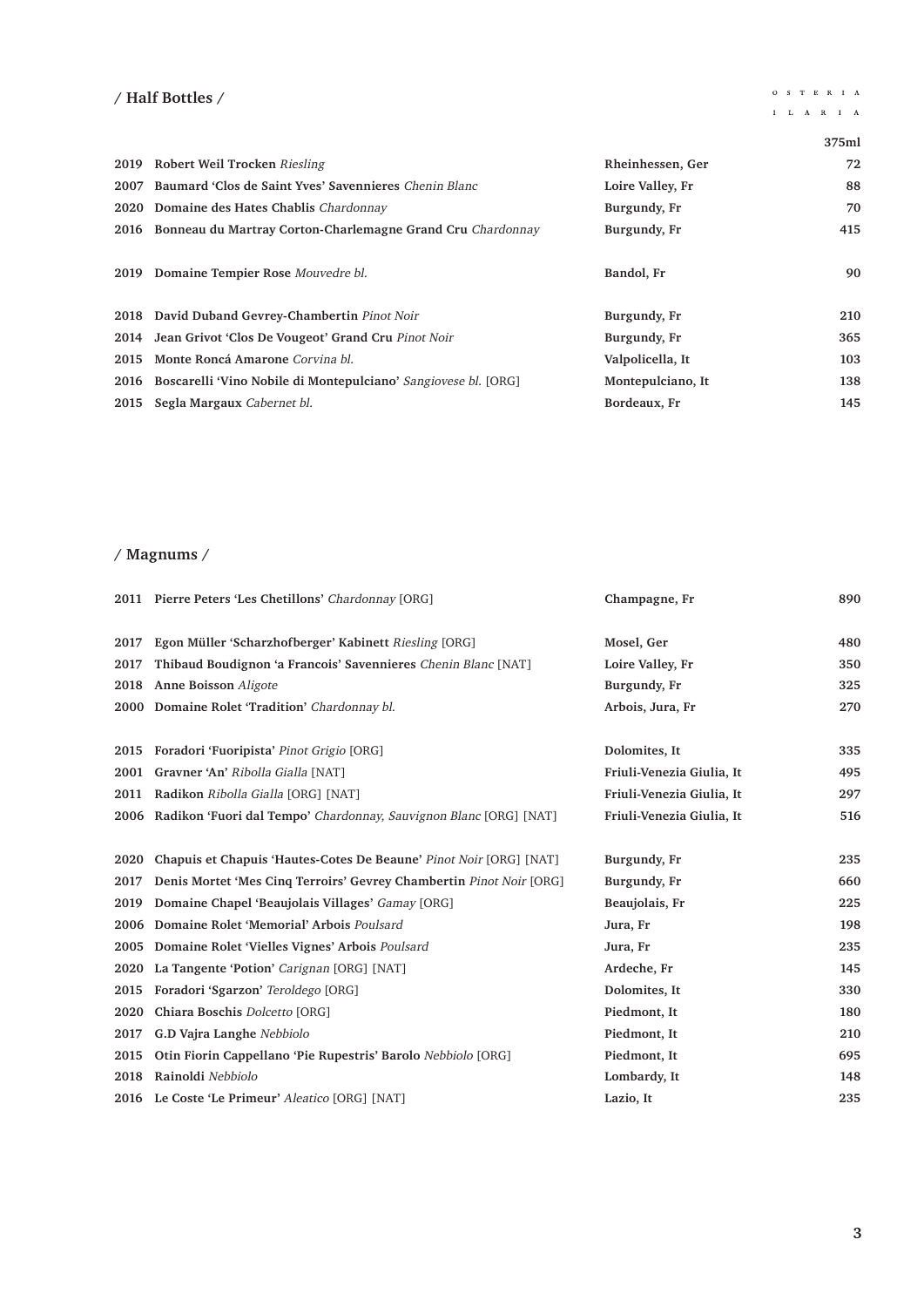## / Half Bottles /

OSTERIA ILARIA

| | | | 375ml |
|---|---|---|---|
| 2019 | **Robert Weil Trocken** *Riesling* | **Rheinhessen, Ger** | **72** |
| 2007 | **Baumard 'Clos de Saint Yves' Savennieres** *Chenin Blanc* | **Loire Valley, Fr** | **88** |
| 2020 | **Domaine des Hates Chablis** *Chardonnay* | **Burgundy, Fr** | **70** |
| 2016 | **Bonneau du Martray Corton-Charlemagne Grand Cru** *Chardonnay* | **Burgundy, Fr** | **415** |
| | | | |
| 2019 | **Domaine Tempier Rose** *Mouvedre bl.* | **Bandol, Fr** | **90** |
| | | | |
| 2018 | **David Duband Gevrey-Chambertin** *Pinot Noir* | **Burgundy, Fr** | **210** |
| 2014 | **Jean Grivot 'Clos De Vougeot' Grand Cru** *Pinot Noir* | **Burgundy, Fr** | **365** |
| 2015 | **Monte Roncá Amarone** *Corvina bl.* | **Valpolicella, It** | **103** |
| 2016 | **Boscarelli 'Vino Nobile di Montepulciano'** *Sangiovese bl.* [ORG] | **Montepulciano, It** | **138** |
| 2015 | **Segla Margaux** *Cabernet bl.* | **Bordeaux, Fr** | **145** |

## / Magnums /

| | | | |
|---|---|---|---|
| 2011 | **Pierre Peters 'Les Chetillons'** *Chardonnay* [ORG] | **Champagne, Fr** | **890** |
| | | | |
| 2017 | **Egon Müller 'Scharzhofberger' Kabinett** *Riesling* [ORG] | **Mosel, Ger** | **480** |
| 2017 | **Thibaud Boudignon 'a Francois' Savennieres** *Chenin Blanc* [NAT] | **Loire Valley, Fr** | **350** |
| 2018 | **Anne Boisson** *Aligote* | **Burgundy, Fr** | **325** |
| 2000 | **Domaine Rolet 'Tradition'** *Chardonnay bl.* | **Arbois, Jura, Fr** | **270** |
| | | | |
| 2015 | **Foradori 'Fuoripista'** *Pinot Grigio* [ORG] | **Dolomites, It** | **335** |
| 2001 | **Gravner 'An'** *Ribolla Gialla* [NAT] | **Friuli-Venezia Giulia, It** | **495** |
| 2011 | **Radikon** *Ribolla Gialla* [ORG] [NAT] | **Friuli-Venezia Giulia, It** | **297** |
| 2006 | **Radikon 'Fuori dal Tempo'** *Chardonnay, Sauvignon Blanc* [ORG] [NAT] | **Friuli-Venezia Giulia, It** | **516** |
| | | | |
| 2020 | **Chapuis et Chapuis 'Hautes-Cotes De Beaune'** *Pinot Noir* [ORG] [NAT] | **Burgundy, Fr** | **235** |
| 2017 | **Denis Mortet 'Mes Cinq Terroirs' Gevrey Chambertin** *Pinot Noir* [ORG] | **Burgundy, Fr** | **660** |
| 2019 | **Domaine Chapel 'Beaujolais Villages'** *Gamay* [ORG] | **Beaujolais, Fr** | **225** |
| 2006 | **Domaine Rolet 'Memorial' Arbois** *Poulsard* | **Jura, Fr** | **198** |
| 2005 | **Domaine Rolet 'Vielles Vignes' Arbois** *Poulsard* | **Jura, Fr** | **235** |
| 2020 | **La Tangente 'Potion'** *Carignan* [ORG] [NAT] | **Ardeche, Fr** | **145** |
| 2015 | **Foradori 'Sgarzon'** *Teroldego* [ORG] | **Dolomites, It** | **330** |
| 2020 | **Chiara Boschis** *Dolcetto* [ORG] | **Piedmont, It** | **180** |
| 2017 | **G.D Vajra Langhe** *Nebbiolo* | **Piedmont, It** | **210** |
| 2015 | **Otin Fiorin Cappellano 'Pie Rupestris' Barolo** *Nebbiolo* [ORG] | **Piedmont, It** | **695** |
| 2018 | **Rainoldi** *Nebbiolo* | **Lombardy, It** | **148** |
| 2016 | **Le Coste 'Le Primeur'** *Aleatico* [ORG] [NAT] | **Lazio, It** | **235** |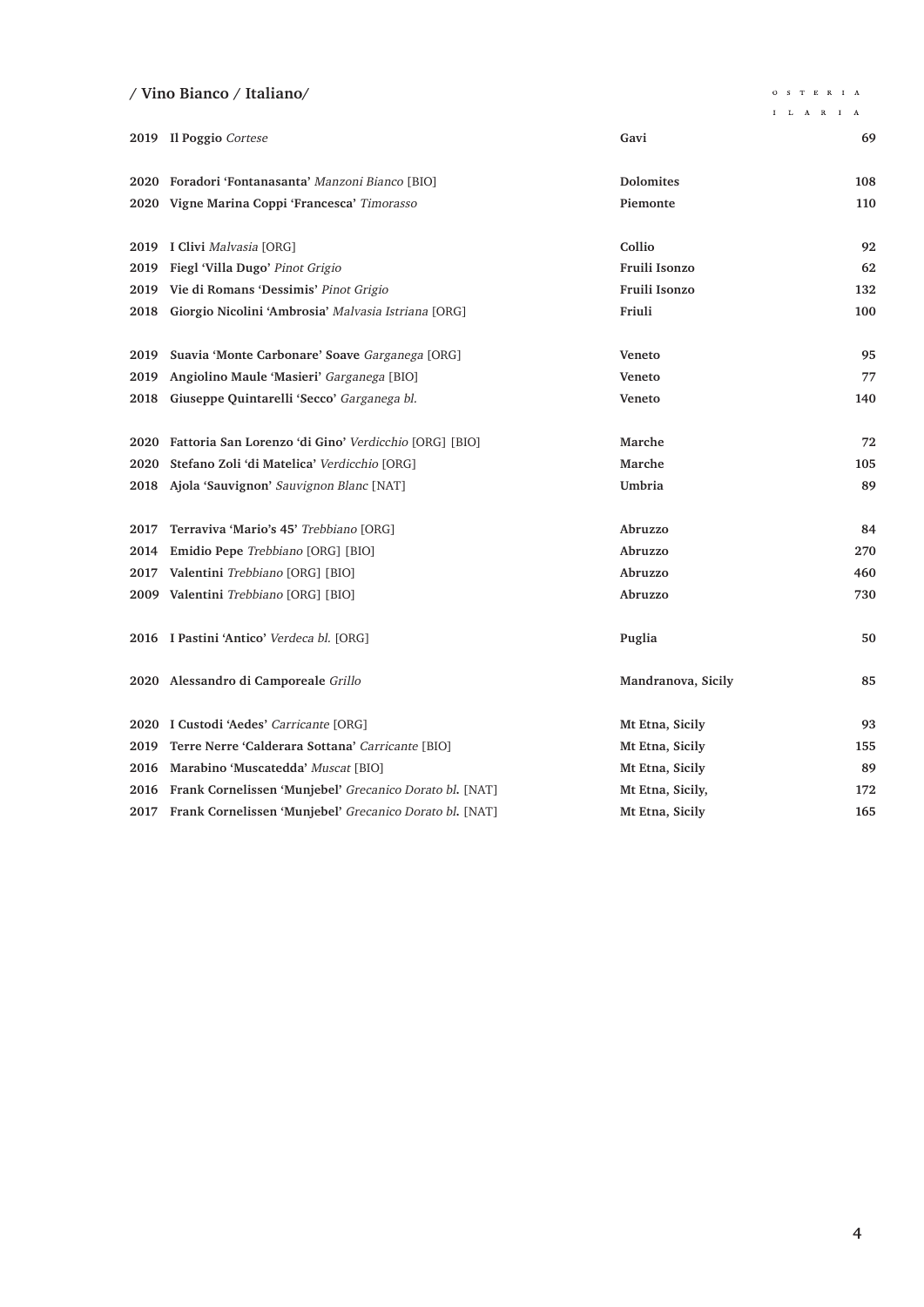## / Vino Bianco / Italiano/

| | | | |
|---|---|---|---|
| 2019 | **Il Poggio** *Cortese* | **Gavi** | **69** |
| | | | |
| 2020 | **Foradori 'Fontanasanta'** *Manzoni Bianco* [BIO] | **Dolomites** | **108** |
| 2020 | **Vigne Marina Coppi 'Francesca'** *Timorasso* | **Piemonte** | **110** |
| | | | |
| 2019 | **I Clivi** *Malvasia* [ORG] | **Collio** | **92** |
| 2019 | **Fiegl 'Villa Dugo'** *Pinot Grigio* | **Fruili Isonzo** | **62** |
| 2019 | **Vie di Romans 'Dessimis'** *Pinot Grigio* | **Fruili Isonzo** | **132** |
| 2018 | **Giorgio Nicolini 'Ambrosia'** *Malvasia Istriana* [ORG] | **Friuli** | **100** |
| | | | |
| 2019 | **Suavia 'Monte Carbonare' Soave** *Garganega* [ORG] | **Veneto** | **95** |
| 2019 | **Angiolino Maule 'Masieri'** *Garganega* [BIO] | **Veneto** | **77** |
| 2018 | **Giuseppe Quintarelli 'Secco'** *Garganega bl.* | **Veneto** | **140** |
| | | | |
| 2020 | **Fattoria San Lorenzo 'di Gino'** *Verdicchio* [ORG] [BIO] | **Marche** | **72** |
| 2020 | **Stefano Zoli 'di Matelica'** *Verdicchio* [ORG] | **Marche** | **105** |
| 2018 | **Ajola 'Sauvignon'** *Sauvignon Blanc* [NAT] | **Umbria** | **89** |
| | | | |
| 2017 | **Terraviva 'Mario's 45'** *Trebbiano* [ORG] | **Abruzzo** | **84** |
| 2014 | **Emidio Pepe** *Trebbiano* [ORG] [BIO] | **Abruzzo** | **270** |
| 2017 | **Valentini** *Trebbiano* [ORG] [BIO] | **Abruzzo** | **460** |
| 2009 | **Valentini** *Trebbiano* [ORG] [BIO] | **Abruzzo** | **730** |
| | | | |
| 2016 | **I Pastini 'Antico'** *Verdeca bl.* [ORG] | **Puglia** | **50** |
| | | | |
| 2020 | **Alessandro di Camporeale** *Grillo* | **Mandranova, Sicily** | **85** |
| | | | |
| 2020 | **I Custodi 'Aedes'** *Carricante* [ORG] | **Mt Etna, Sicily** | **93** |
| 2019 | **Terre Nerre 'Calderara Sottana'** *Carricante* [BIO] | **Mt Etna, Sicily** | **155** |
| 2016 | **Marabino 'Muscatedda'** *Muscat* [BIO] | **Mt Etna, Sicily** | **89** |
| 2016 | **Frank Cornelissen 'Munjebel'** *Grecanico Dorato bl.* [NAT] | **Mt Etna, Sicily,** | **172** |
| 2017 | **Frank Cornelissen 'Munjebel'** *Grecanico Dorato bl.* [NAT] | **Mt Etna, Sicily** | **165** |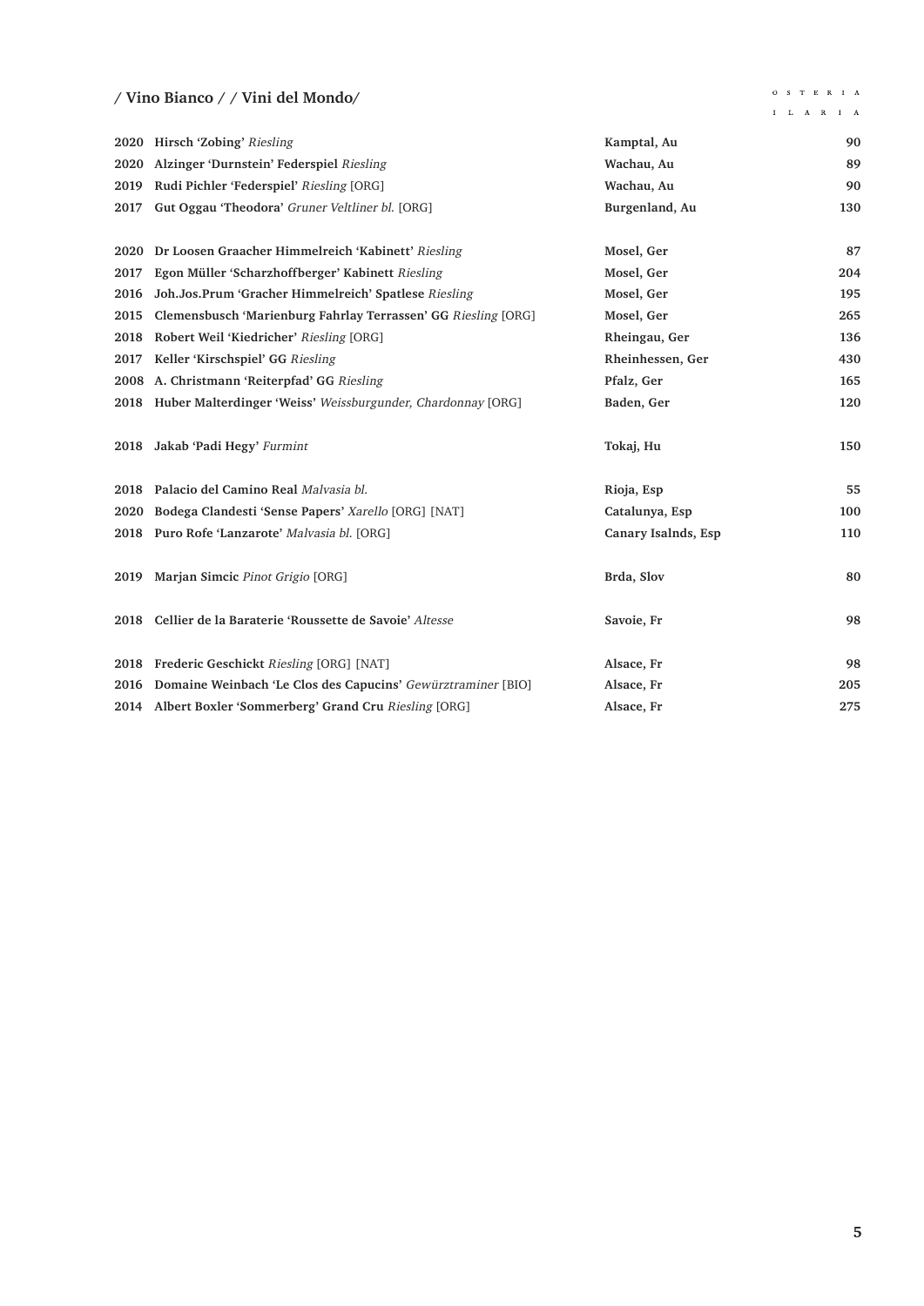## / Vino Bianco / / Vini del Mondo/

| | | | |
|---|---|---|---|
| 2020 | **Hirsch 'Zobing'** *Riesling* | **Kamptal, Au** | **90** |
| 2020 | **Alzinger 'Durnstein' Federspiel** *Riesling* | **Wachau, Au** | **89** |
| 2019 | **Rudi Pichler 'Federspiel'** *Riesling* [ORG] | **Wachau, Au** | **90** |
| 2017 | **Gut Oggau 'Theodora'** *Gruner Veltliner bl.* [ORG] | **Burgenland, Au** | **130** |
| | | | |
| 2020 | **Dr Loosen Graacher Himmelreich 'Kabinett'** *Riesling* | **Mosel, Ger** | **87** |
| 2017 | **Egon Müller 'Scharzhoffberger' Kabinett** *Riesling* | **Mosel, Ger** | **204** |
| 2016 | **Joh.Jos.Prum 'Gracher Himmelreich' Spatlese** *Riesling* | **Mosel, Ger** | **195** |
| 2015 | **Clemensbusch 'Marienburg Fahrlay Terrassen' GG** *Riesling* [ORG] | **Mosel, Ger** | **265** |
| 2018 | **Robert Weil 'Kiedricher'** *Riesling* [ORG] | **Rheingau, Ger** | **136** |
| 2017 | **Keller 'Kirschspiel' GG** *Riesling* | **Rheinhessen, Ger** | **430** |
| 2008 | **A. Christmann 'Reiterpfad' GG** *Riesling* | **Pfalz, Ger** | **165** |
| 2018 | **Huber Malterdinger 'Weiss'** *Weissburgunder, Chardonnay* [ORG] | **Baden, Ger** | **120** |
| | | | |
| 2018 | **Jakab 'Padi Hegy'** *Furmint* | **Tokaj, Hu** | **150** |
| | | | |
| 2018 | **Palacio del Camino Real** *Malvasia bl.* | **Rioja, Esp** | **55** |
| 2020 | **Bodega Clandesti 'Sense Papers'** *Xarello* [ORG] [NAT] | **Catalunya, Esp** | **100** |
| 2018 | **Puro Rofe 'Lanzarote'** *Malvasia bl.* [ORG] | **Canary Isalnds, Esp** | **110** |
| | | | |
| 2019 | **Marjan Simcic** *Pinot Grigio* [ORG] | **Brda, Slov** | **80** |
| | | | |
| 2018 | **Cellier de la Baraterie 'Roussette de Savoie'** *Altesse* | **Savoie, Fr** | **98** |
| | | | |
| 2018 | **Frederic Geschickt** *Riesling* [ORG] [NAT] | **Alsace, Fr** | **98** |
| 2016 | **Domaine Weinbach 'Le Clos des Capucins'** *Gewürztraminer* [BIO] | **Alsace, Fr** | **205** |
| 2014 | **Albert Boxler 'Sommerberg' Grand Cru** *Riesling* [ORG] | **Alsace, Fr** | **275** |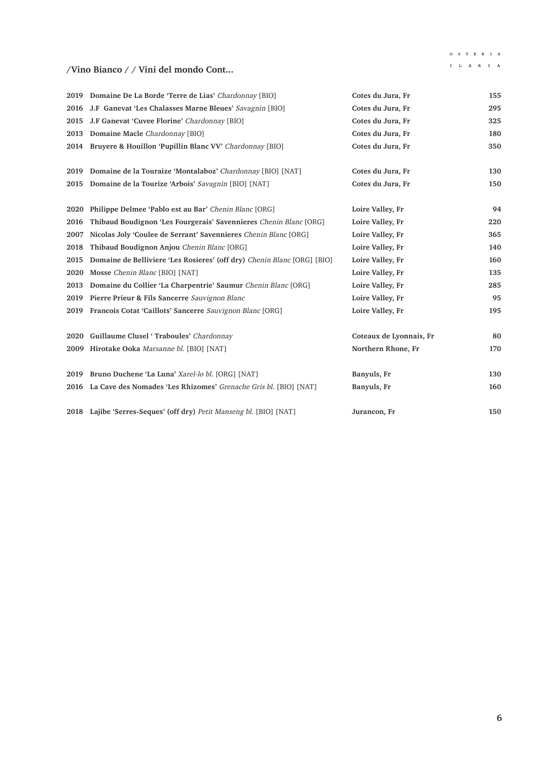## /Vino Bianco / / Vini del mondo Cont...

| | | | |
|---|---|---|---|
| 2019 | **Domaine De La Borde 'Terre de Lias'** *Chardonnay* [BIO] | **Cotes du Jura, Fr** | **155** |
| 2016 | **J.F Ganevat 'Les Chalasses Marne Bleues'** *Savagnin* [BIO] | **Cotes du Jura, Fr** | **295** |
| 2015 | **J.F Ganevat 'Cuvee Florine'** *Chardonnay* [BIO] | **Cotes du Jura, Fr** | **325** |
| 2013 | **Domaine Macle** *Chardonnay* [BIO] | **Cotes du Jura, Fr** | **180** |
| 2014 | **Bruyere & Houillon 'Pupillin Blanc VV'** *Chardonnay* [BIO] | **Cotes du Jura, Fr** | **350** |
| | | | |
| 2019 | **Domaine de la Touraize 'Montalaboz'** *Chardonnay* [BIO] [NAT] | **Cotes du Jura, Fr** | **130** |
| 2015 | **Domaine de la Tourize 'Arbois'** *Savagnin* [BIO] [NAT] | **Cotes du Jura, Fr** | **150** |
| | | | |
| 2020 | **Philippe Delmee 'Pablo est au Bar'** *Chenin Blanc* [ORG] | **Loire Valley, Fr** | **94** |
| 2016 | **Thibaud Boudignon 'Les Fourgerais' Savennieres** *Chenin Blanc* [ORG] | **Loire Valley, Fr** | **220** |
| 2007 | **Nicolas Joly 'Coulee de Serrant' Savennieres** *Chenin Blanc* [ORG] | **Loire Valley, Fr** | **365** |
| 2018 | **Thibaud Boudignon Anjou** *Chenin Blanc* [ORG] | **Loire Valley, Fr** | **140** |
| 2015 | **Domaine de Belliviere 'Les Rosieres' (off dry)** *Chenin Blanc* [ORG] [BIO] | **Loire Valley, Fr** | **160** |
| 2020 | **Mosse** *Chenin Blanc* [BIO] [NAT] | **Loire Valley, Fr** | **135** |
| 2013 | **Domaine du Collier 'La Charpentrie' Saumur** *Chenin Blanc* [ORG] | **Loire Valley, Fr** | **285** |
| 2019 | **Pierre Prieur & Fils Sancerre** *Sauvignon Blanc* | **Loire Valley, Fr** | **95** |
| 2019 | **Francois Cotat 'Caillots' Sancerre** *Sauvignon Blanc* [ORG] | **Loire Valley, Fr** | **195** |
| | | | |
| 2020 | **Guillaume Clusel ' Traboules'** *Chardonnay* | **Coteaux de Lyonnais, Fr** | **80** |
| 2009 | **Hirotake Ooka** *Marsanne bl.* [BIO] [NAT] | **Northern Rhone, Fr** | **170** |
| | | | |
| 2019 | **Bruno Duchene 'La Luna'** *Xarel-lo bl.* [ORG] [NAT] | **Banyuls, Fr** | **130** |
| 2016 | **La Cave des Nomades 'Les Rhizomes'** *Grenache Gris bl.* [BIO] [NAT] | **Banyuls, Fr** | **160** |
| | | | |
| 2018 | **Lajibe 'Serres-Seques' (off dry)** *Petit Manseng bl.* [BIO] [NAT] | **Jurancon, Fr** | **150** |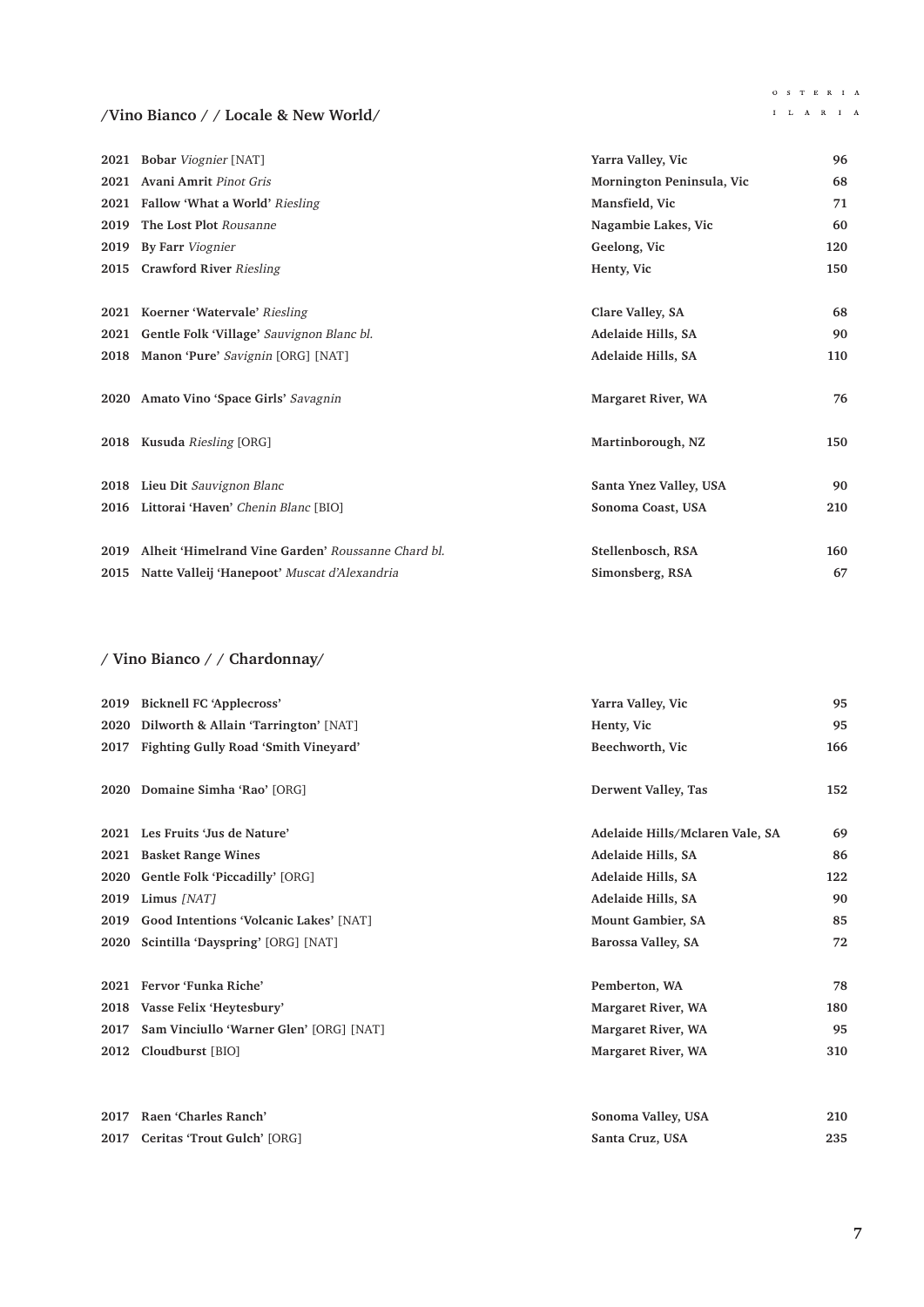## /Vino Bianco / / Locale & New World/

| | | | |
|---|---|---|---|
| 2021 | **Bobar** *Viognier* [NAT] | **Yarra Valley, Vic** | **96** |
| 2021 | **Avani Amrit** *Pinot Gris* | **Mornington Peninsula, Vic** | **68** |
| 2021 | **Fallow 'What a World'** *Riesling* | **Mansfield, Vic** | **71** |
| 2019 | **The Lost Plot** *Rousanne* | **Nagambie Lakes, Vic** | **60** |
| 2019 | **By Farr** *Viognier* | **Geelong, Vic** | **120** |
| 2015 | **Crawford River** *Riesling* | **Henty, Vic** | **150** |
| 2021 | **Koerner 'Watervale'** *Riesling* | **Clare Valley, SA** | **68** |
| 2021 | **Gentle Folk 'Village'** *Sauvignon Blanc bl.* | **Adelaide Hills, SA** | **90** |
| 2018 | **Manon 'Pure'** *Savignin* [ORG] [NAT] | **Adelaide Hills, SA** | **110** |
| 2020 | **Amato Vino 'Space Girls'** *Savagnin* | **Margaret River, WA** | **76** |
| 2018 | **Kusuda** *Riesling* [ORG] | **Martinborough, NZ** | **150** |
| 2018 | **Lieu Dit** *Sauvignon Blanc* | **Santa Ynez Valley, USA** | **90** |
| 2016 | **Littorai 'Haven'** *Chenin Blanc* [BIO] | **Sonoma Coast, USA** | **210** |
| 2019 | **Alheit 'Himelrand Vine Garden'** *Roussanne Chard bl.* | **Stellenbosch, RSA** | **160** |
| 2015 | **Natte Valleij 'Hanepoot'** *Muscat d'Alexandria* | **Simonsberg, RSA** | **67** |

## / Vino Bianco / / Chardonnay/

| | | | |
|---|---|---|---|
| 2019 | **Bicknell FC 'Applecross'** | **Yarra Valley, Vic** | **95** |
| 2020 | **Dilworth & Allain 'Tarrington'** [NAT] | **Henty, Vic** | **95** |
| 2017 | **Fighting Gully Road 'Smith Vineyard'** | **Beechworth, Vic** | **166** |
| 2020 | **Domaine Simha 'Rao'** [ORG] | **Derwent Valley, Tas** | **152** |
| 2021 | **Les Fruits 'Jus de Nature'** | **Adelaide Hills/Mclaren Vale, SA** | **69** |
| 2021 | **Basket Range Wines** | **Adelaide Hills, SA** | **86** |
| 2020 | **Gentle Folk 'Piccadilly'** [ORG] | **Adelaide Hills, SA** | **122** |
| 2019 | **Limus** *[NAT]* | **Adelaide Hills, SA** | **90** |
| 2019 | **Good Intentions 'Volcanic Lakes'** [NAT] | **Mount Gambier, SA** | **85** |
| 2020 | **Scintilla 'Dayspring'** [ORG] [NAT] | **Barossa Valley, SA** | **72** |
| 2021 | **Fervor 'Funka Riche'** | **Pemberton, WA** | **78** |
| 2018 | **Vasse Felix 'Heytesbury'** | **Margaret River, WA** | **180** |
| 2017 | **Sam Vinciullo 'Warner Glen'** [ORG] [NAT] | **Margaret River, WA** | **95** |
| 2012 | **Cloudburst** [BIO] | **Margaret River, WA** | **310** |
| 2017 | **Raen 'Charles Ranch'** | **Sonoma Valley, USA** | **210** |
| 2017 | **Ceritas 'Trout Gulch'** [ORG] | **Santa Cruz, USA** | **235** |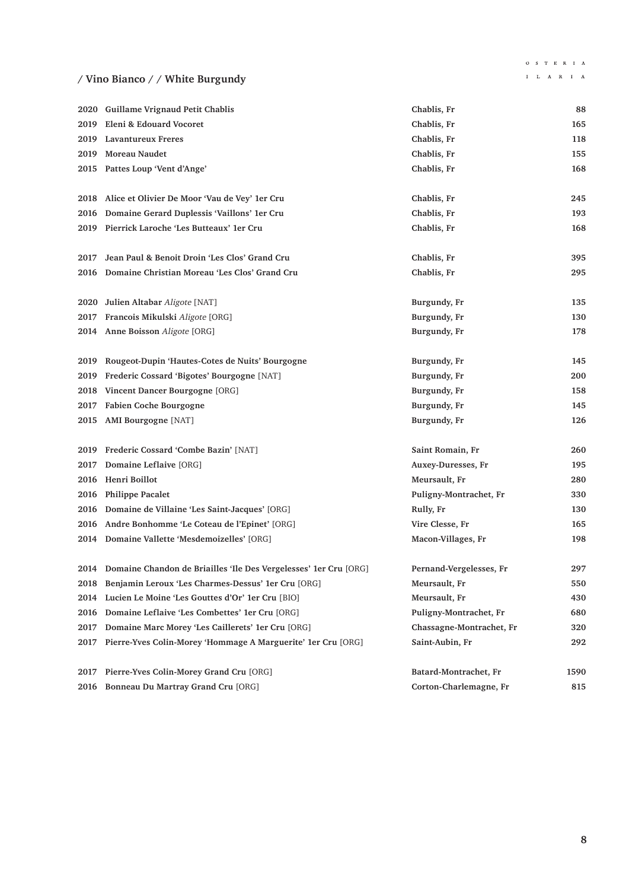## / Vino Bianco / / White Burgundy

| | | | |
|---|---|---|---|
| 2020 | **Guillame Vrignaud Petit Chablis** | Chablis, Fr | 88 |
| 2019 | **Eleni & Edouard Vocoret** | Chablis, Fr | 165 |
| 2019 | **Lavantureux Freres** | Chablis, Fr | 118 |
| 2019 | **Moreau Naudet** | Chablis, Fr | 155 |
| 2015 | **Pattes Loup 'Vent d'Ange'** | Chablis, Fr | 168 |
| | | | |
| 2018 | **Alice et Olivier De Moor 'Vau de Vey' 1er Cru** | Chablis, Fr | 245 |
| 2016 | **Domaine Gerard Duplessis 'Vaillons' 1er Cru** | Chablis, Fr | 193 |
| 2019 | **Pierrick Laroche 'Les Butteaux' 1er Cru** | Chablis, Fr | 168 |
| | | | |
| 2017 | **Jean Paul & Benoit Droin 'Les Clos' Grand Cru** | Chablis, Fr | 395 |
| 2016 | **Domaine Christian Moreau 'Les Clos' Grand Cru** | Chablis, Fr | 295 |
| | | | |
| 2020 | **Julien Altabar** *Aligote* [NAT] | Burgundy, Fr | 135 |
| 2017 | **Francois Mikulski** *Aligote* [ORG] | Burgundy, Fr | 130 |
| 2014 | **Anne Boisson** *Aligote* [ORG] | Burgundy, Fr | 178 |
| | | | |
| 2019 | **Rougeot-Dupin 'Hautes-Cotes de Nuits' Bourgogne** | Burgundy, Fr | 145 |
| 2019 | **Frederic Cossard 'Bigotes' Bourgogne** [NAT] | Burgundy, Fr | 200 |
| 2018 | **Vincent Dancer Bourgogne** [ORG] | Burgundy, Fr | 158 |
| 2017 | **Fabien Coche Bourgogne** | Burgundy, Fr | 145 |
| 2015 | **AMI Bourgogne** [NAT] | Burgundy, Fr | 126 |
| | | | |
| 2019 | **Frederic Cossard 'Combe Bazin'** [NAT] | Saint Romain, Fr | 260 |
| 2017 | **Domaine Leflaive** [ORG] | Auxey-Duresses, Fr | 195 |
| 2016 | **Henri Boillot** | Meursault, Fr | 280 |
| 2016 | **Philippe Pacalet** | Puligny-Montrachet, Fr | 330 |
| 2016 | **Domaine de Villaine 'Les Saint-Jacques'** [ORG] | Rully, Fr | 130 |
| 2016 | **Andre Bonhomme 'Le Coteau de l'Epinet'** [ORG] | Vire Clesse, Fr | 165 |
| 2014 | **Domaine Vallette 'Mesdemoizelles'** [ORG] | Macon-Villages, Fr | 198 |
| | | | |
| 2014 | **Domaine Chandon de Briailles 'Ile Des Vergelesses' 1er Cru** [ORG] | Pernand-Vergelesses, Fr | 297 |
| 2018 | **Benjamin Leroux 'Les Charmes-Dessus' 1er Cru** [ORG] | Meursault, Fr | 550 |
| 2014 | **Lucien Le Moine 'Les Gouttes d'Or' 1er Cru** [BIO] | Meursault, Fr | 430 |
| 2016 | **Domaine Leflaive 'Les Combettes' 1er Cru** [ORG] | Puligny-Montrachet, Fr | 680 |
| 2017 | **Domaine Marc Morey 'Les Caillerets' 1er Cru** [ORG] | Chassagne-Montrachet, Fr | 320 |
| 2017 | **Pierre-Yves Colin-Morey 'Hommage A Marguerite' 1er Cru** [ORG] | Saint-Aubin, Fr | 292 |
| | | | |
| 2017 | **Pierre-Yves Colin-Morey Grand Cru** [ORG] | Batard-Montrachet, Fr | 1590 |
| 2016 | **Bonneau Du Martray Grand Cru** [ORG] | Corton-Charlemagne, Fr | 815 |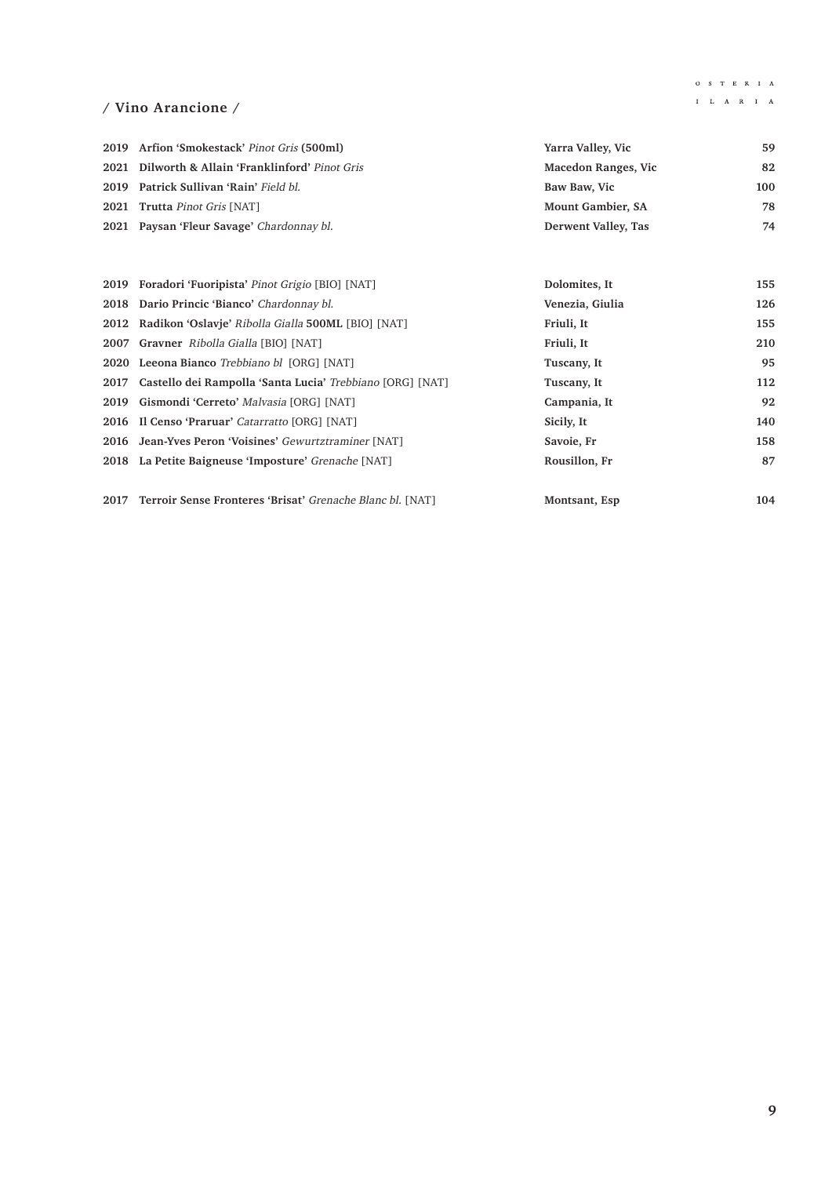## / Vino Arancione /

| Vintage | Wine | Region | Price |
|---|---|---|---|
| 2019 | **Arfion 'Smokestack'** *Pinot Gris* **(500ml)** | **Yarra Valley, Vic** | **59** |
| 2021 | **Dilworth & Allain 'Franklinford'** *Pinot Gris* | **Macedon Ranges, Vic** | **82** |
| 2019 | **Patrick Sullivan 'Rain'** *Field bl.* | **Baw Baw, Vic** | **100** |
| 2021 | **Trutta** *Pinot Gris* [NAT] | **Mount Gambier, SA** | **78** |
| 2021 | **Paysan 'Fleur Savage'** *Chardonnay bl.* | **Derwent Valley, Tas** | **74** |
| | | | |
| 2019 | **Foradori 'Fuoripista'** *Pinot Grigio* [BIO] [NAT] | **Dolomites, It** | **155** |
| 2018 | **Dario Princic 'Bianco'** *Chardonnay bl.* | **Venezia, Giulia** | **126** |
| 2012 | **Radikon 'Oslavje'** *Ribolla Gialla* **500ML** [BIO] [NAT] | **Friuli, It** | **155** |
| 2007 | **Gravner** *Ribolla Gialla* [BIO] [NAT] | **Friuli, It** | **210** |
| 2020 | **Leeona Bianco** *Trebbiano bl* [ORG] [NAT] | **Tuscany, It** | **95** |
| 2017 | **Castello dei Rampolla 'Santa Lucia'** *Trebbiano* [ORG] [NAT] | **Tuscany, It** | **112** |
| 2019 | **Gismondi 'Cerreto'** *Malvasia* [ORG] [NAT] | **Campania, It** | **92** |
| 2016 | **Il Censo 'Praruar'** *Catarratto* [ORG] [NAT] | **Sicily, It** | **140** |
| 2016 | **Jean-Yves Peron 'Voisines'** *Gewurtztraminer* [NAT] | **Savoie, Fr** | **158** |
| 2018 | **La Petite Baigneuse 'Imposture'** *Grenache* [NAT] | **Rousillon, Fr** | **87** |
| | | | |
| 2017 | **Terroir Sense Fronteres 'Brisat'** *Grenache Blanc bl.* [NAT] | **Montsant, Esp** | **104** |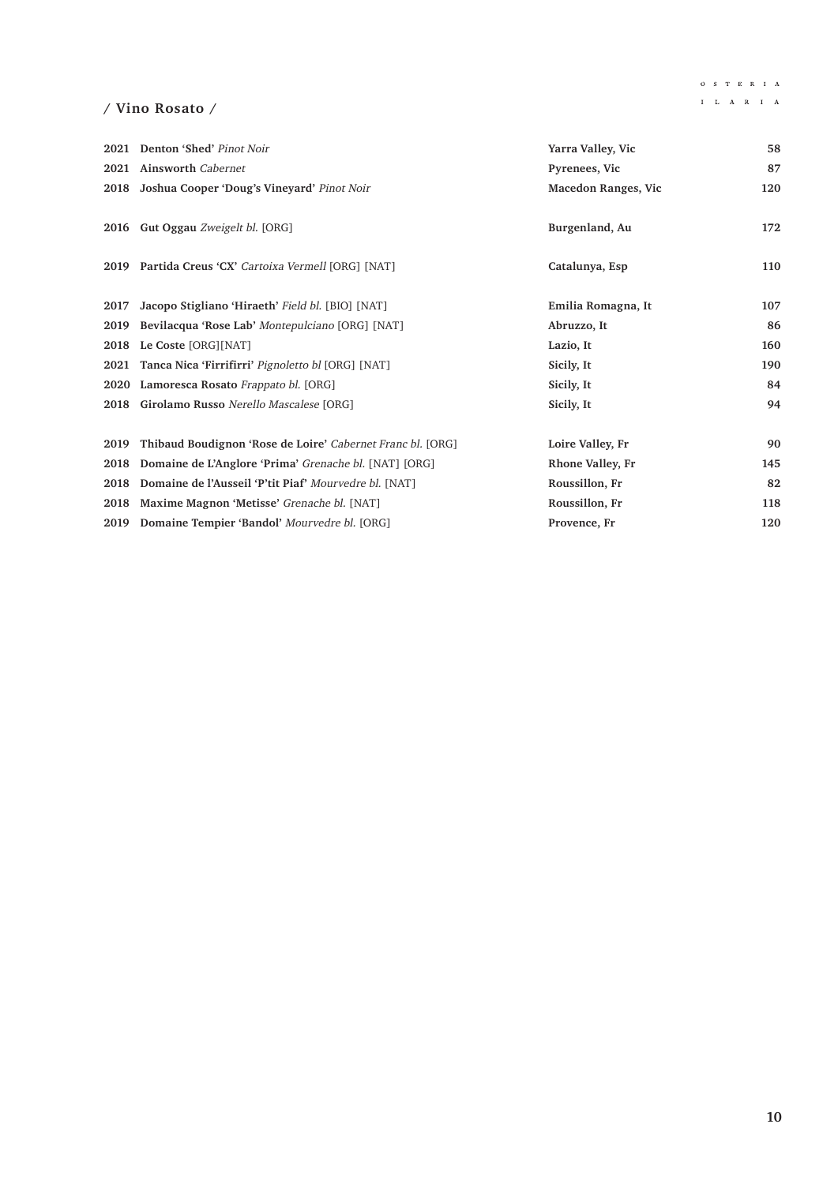## / Vino Rosato /

| Year | Wine | Region | Price |
|---|---|---|---|
| 2021 | **Denton 'Shed'** *Pinot Noir* | Yarra Valley, Vic | 58 |
| 2021 | **Ainsworth** *Cabernet* | Pyrenees, Vic | 87 |
| 2018 | **Joshua Cooper 'Doug's Vineyard'** *Pinot Noir* | Macedon Ranges, Vic | 120 |
| | | | |
| 2016 | **Gut Oggau** *Zweigelt bl.* [ORG] | Burgenland, Au | 172 |
| | | | |
| 2019 | **Partida Creus 'CX'** *Cartoixa Vermell* [ORG] [NAT] | Catalunya, Esp | 110 |
| | | | |
| 2017 | **Jacopo Stigliano 'Hiraeth'** *Field bl.* [BIO] [NAT] | Emilia Romagna, It | 107 |
| 2019 | **Bevilacqua 'Rose Lab'** *Montepulciano* [ORG] [NAT] | Abruzzo, It | 86 |
| 2018 | **Le Coste** [ORG][NAT] | Lazio, It | 160 |
| 2021 | **Tanca Nica 'Firrifirri'** *Pignoletto bl* [ORG] [NAT] | Sicily, It | 190 |
| 2020 | **Lamoresca Rosato** *Frappato bl.* [ORG] | Sicily, It | 84 |
| 2018 | **Girolamo Russo** *Nerello Mascalese* [ORG] | Sicily, It | 94 |
| | | | |
| 2019 | **Thibaud Boudignon 'Rose de Loire'** *Cabernet Franc bl.* [ORG] | Loire Valley, Fr | 90 |
| 2018 | **Domaine de L'Anglore 'Prima'** *Grenache bl.* [NAT] [ORG] | Rhone Valley, Fr | 145 |
| 2018 | **Domaine de l'Ausseil 'P'tit Piaf'** *Mourvedre bl.* [NAT] | Roussillon, Fr | 82 |
| 2018 | **Maxime Magnon 'Metisse'** *Grenache bl.* [NAT] | Roussillon, Fr | 118 |
| 2019 | **Domaine Tempier 'Bandol'** *Mourvedre bl.* [ORG] | Provence, Fr | 120 |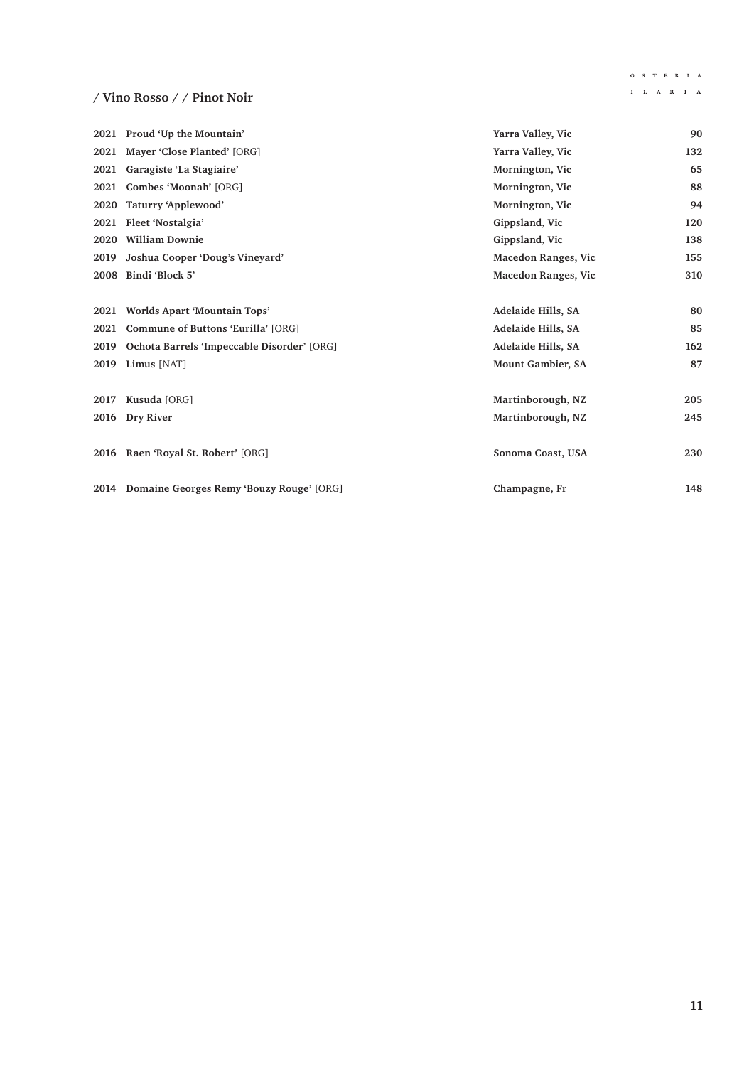## / Vino Rosso / / Pinot Noir

| | | | |
|---|---|---|---|
| 2021 | **Proud 'Up the Mountain'** | Yarra Valley, Vic | 90 |
| 2021 | **Mayer 'Close Planted'** [ORG] | Yarra Valley, Vic | 132 |
| 2021 | **Garagiste 'La Stagiaire'** | Mornington, Vic | 65 |
| 2021 | **Combes 'Moonah'** [ORG] | Mornington, Vic | 88 |
| 2020 | **Taturry 'Applewood'** | Mornington, Vic | 94 |
| 2021 | **Fleet 'Nostalgia'** | Gippsland, Vic | 120 |
| 2020 | **William Downie** | Gippsland, Vic | 138 |
| 2019 | **Joshua Cooper 'Doug's Vineyard'** | Macedon Ranges, Vic | 155 |
| 2008 | **Bindi 'Block 5'** | Macedon Ranges, Vic | 310 |
| | | | |
| 2021 | **Worlds Apart 'Mountain Tops'** | Adelaide Hills, SA | 80 |
| 2021 | **Commune of Buttons 'Eurilla'** [ORG] | Adelaide Hills, SA | 85 |
| 2019 | **Ochota Barrels 'Impeccable Disorder'** [ORG] | Adelaide Hills, SA | 162 |
| 2019 | **Limus** [NAT] | Mount Gambier, SA | 87 |
| | | | |
| 2017 | **Kusuda** [ORG] | Martinborough, NZ | 205 |
| 2016 | **Dry River** | Martinborough, NZ | 245 |
| | | | |
| 2016 | **Raen 'Royal St. Robert'** [ORG] | Sonoma Coast, USA | 230 |
| | | | |
| 2014 | **Domaine Georges Remy 'Bouzy Rouge'** [ORG] | Champagne, Fr | 148 |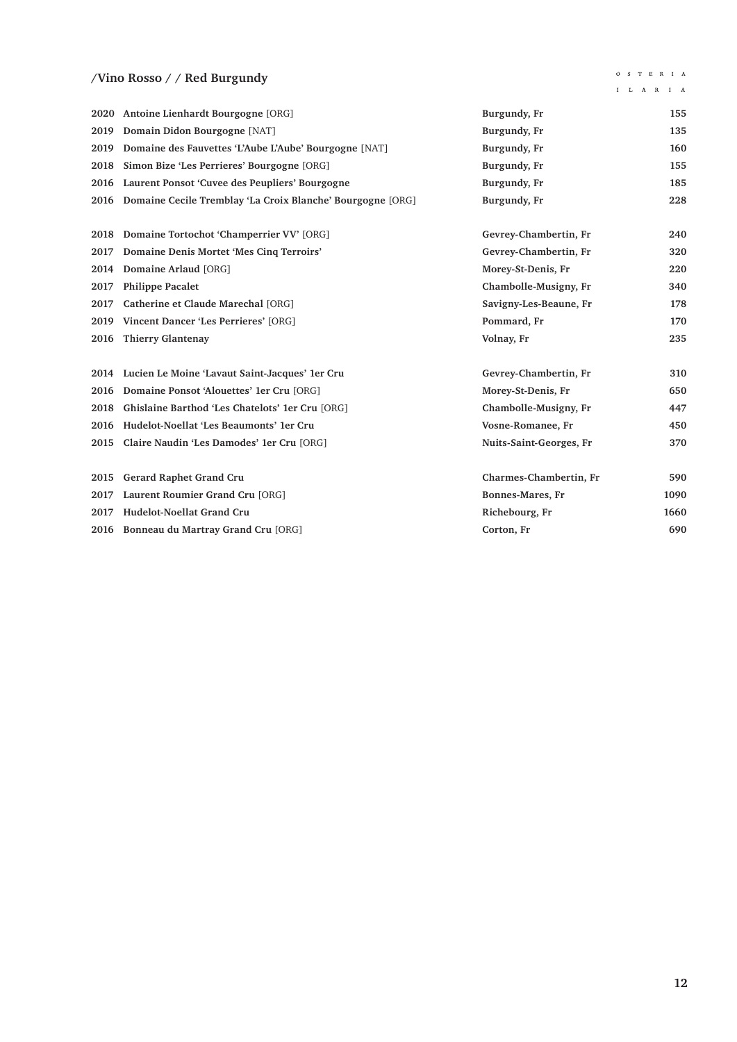## /Vino Rosso / / Red Burgundy

| | | | |
|---|---|---|---|
| 2020 | **Antoine Lienhardt Bourgogne** [ORG] | Burgundy, Fr | 155 |
| 2019 | **Domain Didon Bourgogne** [NAT] | Burgundy, Fr | 135 |
| 2019 | **Domaine des Fauvettes 'L'Aube L'Aube' Bourgogne** [NAT] | Burgundy, Fr | 160 |
| 2018 | **Simon Bize 'Les Perrieres' Bourgogne** [ORG] | Burgundy, Fr | 155 |
| 2016 | **Laurent Ponsot 'Cuvee des Peupliers' Bourgogne** | Burgundy, Fr | 185 |
| 2016 | **Domaine Cecile Tremblay 'La Croix Blanche' Bourgogne** [ORG] | Burgundy, Fr | 228 |
| | | | |
| 2018 | **Domaine Tortochot 'Champerrier VV'** [ORG] | Gevrey-Chambertin, Fr | 240 |
| 2017 | **Domaine Denis Mortet 'Mes Cinq Terroirs'** | Gevrey-Chambertin, Fr | 320 |
| 2014 | **Domaine Arlaud** [ORG] | Morey-St-Denis, Fr | 220 |
| 2017 | **Philippe Pacalet** | Chambolle-Musigny, Fr | 340 |
| 2017 | **Catherine et Claude Marechal** [ORG] | Savigny-Les-Beaune, Fr | 178 |
| 2019 | **Vincent Dancer 'Les Perrieres'** [ORG] | Pommard, Fr | 170 |
| 2016 | **Thierry Glantenay** | Volnay, Fr | 235 |
| | | | |
| 2014 | **Lucien Le Moine 'Lavaut Saint-Jacques' 1er Cru** | Gevrey-Chambertin, Fr | 310 |
| 2016 | **Domaine Ponsot 'Alouettes' 1er Cru** [ORG] | Morey-St-Denis, Fr | 650 |
| 2018 | **Ghislaine Barthod 'Les Chatelots' 1er Cru** [ORG] | Chambolle-Musigny, Fr | 447 |
| 2016 | **Hudelot-Noellat 'Les Beaumonts' 1er Cru** | Vosne-Romanee, Fr | 450 |
| 2015 | **Claire Naudin 'Les Damodes' 1er Cru** [ORG] | Nuits-Saint-Georges, Fr | 370 |
| | | | |
| 2015 | **Gerard Raphet Grand Cru** | Charmes-Chambertin, Fr | 590 |
| 2017 | **Laurent Roumier Grand Cru** [ORG] | Bonnes-Mares, Fr | 1090 |
| 2017 | **Hudelot-Noellat Grand Cru** | Richebourg, Fr | 1660 |
| 2016 | **Bonneau du Martray Grand Cru** [ORG] | Corton, Fr | 690 |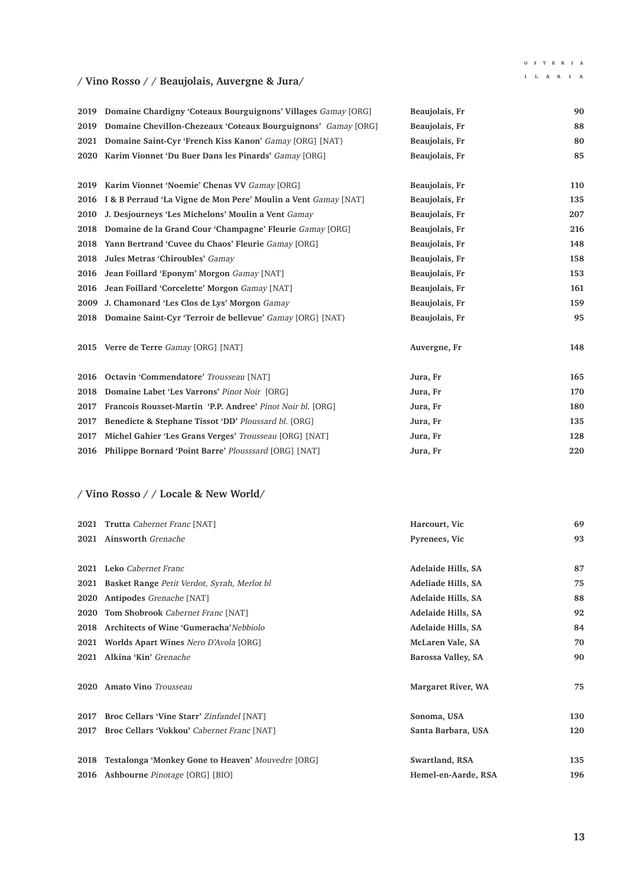## / Vino Rosso / / Beaujolais, Auvergne & Jura/

| | | | |
|---|---|---|---|
| 2019 | **Domaine Chardigny 'Coteaux Bourguignons' Villages** *Gamay* [ORG] | **Beaujolais, Fr** | **90** |
| 2019 | **Domaine Chevillon-Chezeaux 'Coteaux Bourguignons'** *Gamay* [ORG] | **Beaujolais, Fr** | **88** |
| 2021 | **Domaine Saint-Cyr 'French Kiss Kanon'** *Gamay* [ORG] [NAT} | **Beaujolais, Fr** | **80** |
| 2020 | **Karim Vionnet 'Du Buer Dans les Pinards'** *Gamay* [ORG] | **Beaujolais, Fr** | **85** |
| | | | |
| 2019 | **Karim Vionnet 'Noemie' Chenas VV** *Gamay* [ORG] | **Beaujolais, Fr** | **110** |
| 2016 | **I & B Perraud 'La Vigne de Mon Pere' Moulin a Vent** *Gamay* [NAT] | **Beaujolais, Fr** | **135** |
| 2010 | **J. Desjourneys 'Les Michelons' Moulin a Vent** *Gamay* | **Beaujolais, Fr** | **207** |
| 2018 | **Domaine de la Grand Cour 'Champagne' Fleurie** *Gamay* [ORG] | **Beaujolais, Fr** | **216** |
| 2018 | **Yann Bertrand 'Cuvee du Chaos' Fleurie** *Gamay* [ORG] | **Beaujolais, Fr** | **148** |
| 2018 | **Jules Metras 'Chiroubles'** *Gamay* | **Beaujolais, Fr** | **158** |
| 2016 | **Jean Foillard 'Eponym' Morgon** *Gamay* [NAT] | **Beaujolais, Fr** | **153** |
| 2016 | **Jean Foillard 'Corcelette' Morgon** *Gamay* [NAT] | **Beaujolais, Fr** | **161** |
| 2009 | **J. Chamonard 'Les Clos de Lys' Morgon** *Gamay* | **Beaujolais, Fr** | **159** |
| 2018 | **Domaine Saint-Cyr 'Terroir de bellevue'** *Gamay* [ORG] [NAT} | **Beaujolais, Fr** | **95** |
| | | | |
| 2015 | **Verre de Terre** *Gamay* [ORG] [NAT] | **Auvergne, Fr** | **148** |
| | | | |
| 2016 | **Octavin 'Commendatore'** *Trousseau* [NAT] | **Jura, Fr** | **165** |
| 2018 | **Domaine Labet 'Les Varrons'** *Pinot Noir* [ORG] | **Jura, Fr** | **170** |
| 2017 | **Francois Rousset-Martin 'P.P. Andree'** *Pinot Noir bl.* [ORG] | **Jura, Fr** | **180** |
| 2017 | **Benedicte & Stephane Tissot 'DD'** *Ploussard bl.* [ORG] | **Jura, Fr** | **135** |
| 2017 | **Michel Gahier 'Les Grans Verges'** *Trousseau* [ORG] [NAT] | **Jura, Fr** | **128** |
| 2016 | **Philippe Bornard 'Point Barre'** *Plousssard* [ORG] [NAT] | **Jura, Fr** | **220** |

## / Vino Rosso / / Locale & New World/

| | | | |
|---|---|---|---|
| 2021 | **Trutta** *Cabernet Franc* [NAT] | **Harcourt, Vic** | **69** |
| 2021 | **Ainsworth** *Grenache* | **Pyrenees, Vic** | **93** |
| | | | |
| 2021 | **Leko** *Cabernet Franc* | **Adelaide Hills, SA** | **87** |
| 2021 | **Basket Range** *Petit Verdot, Syrah, Merlot bl* | **Adeliade Hills, SA** | **75** |
| 2020 | **Antipodes** *Grenache* [NAT] | **Adelaide Hills, SA** | **88** |
| 2020 | **Tom Shobrook** *Cabernet Franc* [NAT] | **Adelaide Hills, SA** | **92** |
| 2018 | **Architects of Wine 'Gumeracha'***Nebbiolo* | **Adelaide Hills, SA** | **84** |
| 2021 | **Worlds Apart Wines** *Nero D'Avola* [ORG] | **McLaren Vale, SA** | **70** |
| 2021 | **Alkina 'Kin'** *Grenache* | **Barossa Valley, SA** | **90** |
| | | | |
| 2020 | **Amato Vino** *Trousseau* | **Margaret River, WA** | **75** |
| | | | |
| 2017 | **Broc Cellars 'Vine Starr'** *Zinfandel* [NAT] | **Sonoma, USA** | **130** |
| 2017 | **Broc Cellars 'Vokkou'** *Cabernet Franc* [NAT] | **Santa Barbara, USA** | **120** |
| | | | |
| 2018 | **Testalonga 'Monkey Gone to Heaven'** *Mouvedre* [ORG] | **Swartland, RSA** | **135** |
| 2016 | **Ashbourne** *Pinotage* [ORG] [BIO] | **Hemel-en-Aarde, RSA** | **196** |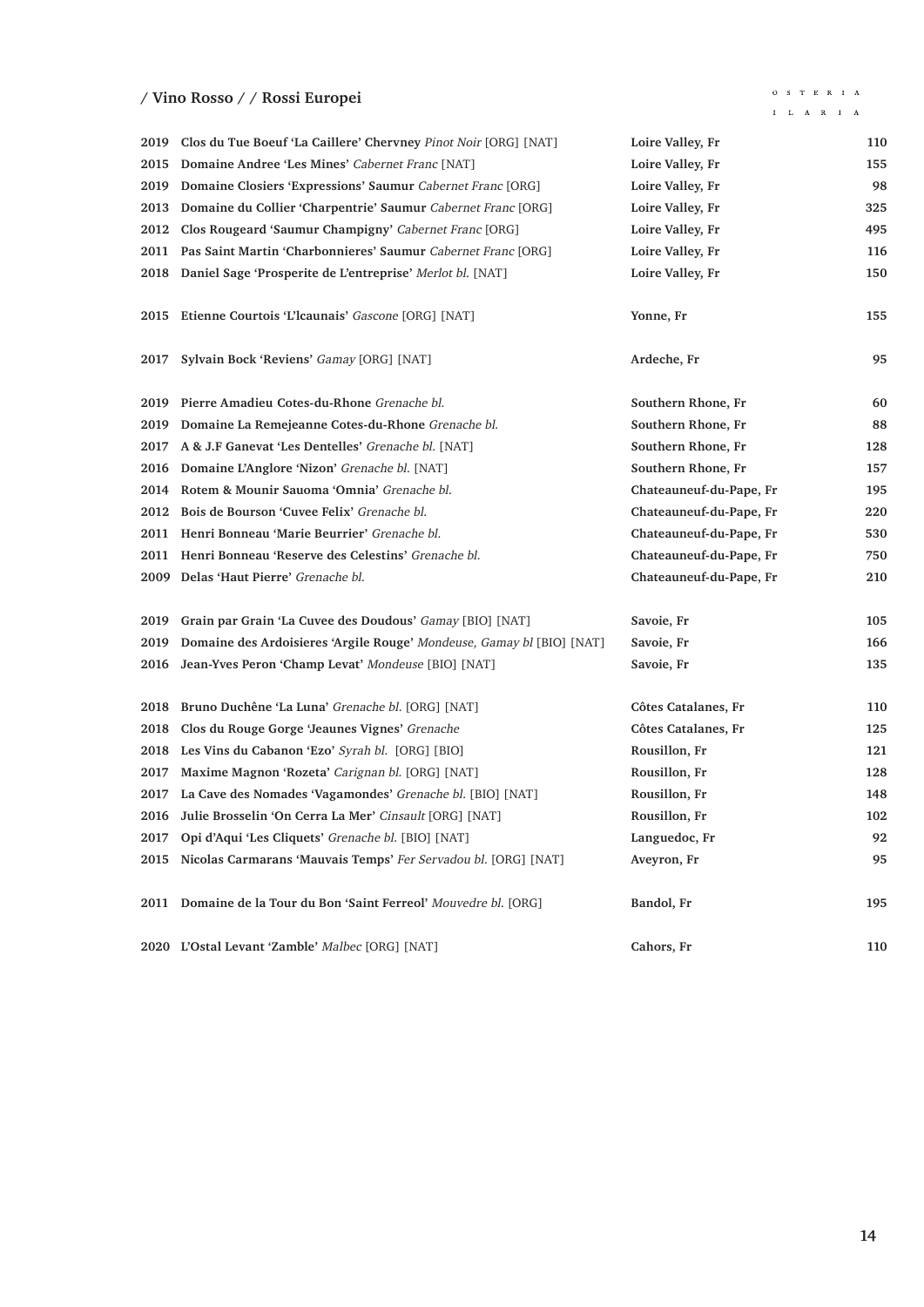## / Vino Rosso / / Rossi Europei

| | | | |
|---|---|---|---|
| 2019 | **Clos du Tue Boeuf 'La Caillere' Chervney** *Pinot Noir* [ORG] [NAT] | **Loire Valley, Fr** | **110** |
| 2015 | **Domaine Andree 'Les Mines'** *Cabernet Franc* [NAT] | **Loire Valley, Fr** | **155** |
| 2019 | **Domaine Closiers 'Expressions' Saumur** *Cabernet Franc* [ORG] | **Loire Valley, Fr** | **98** |
| 2013 | **Domaine du Collier 'Charpentrie' Saumur** *Cabernet Franc* [ORG] | **Loire Valley, Fr** | **325** |
| 2012 | **Clos Rougeard 'Saumur Champigny'** *Cabernet Franc* [ORG] | **Loire Valley, Fr** | **495** |
| 2011 | **Pas Saint Martin 'Charbonnieres' Saumur** *Cabernet Franc* [ORG] | **Loire Valley, Fr** | **116** |
| 2018 | **Daniel Sage 'Prosperite de L'entreprise'** *Merlot bl.* [NAT] | **Loire Valley, Fr** | **150** |
| | | | |
| 2015 | **Etienne Courtois 'L'lcaunais'** *Gascone* [ORG] [NAT] | **Yonne, Fr** | **155** |
| | | | |
| 2017 | **Sylvain Bock 'Reviens'** *Gamay* [ORG] [NAT] | **Ardeche, Fr** | **95** |
| | | | |
| 2019 | **Pierre Amadieu Cotes-du-Rhone** *Grenache bl.* | **Southern Rhone, Fr** | **60** |
| 2019 | **Domaine La Remejeanne Cotes-du-Rhone** *Grenache bl.* | **Southern Rhone, Fr** | **88** |
| 2017 | **A & J.F Ganevat 'Les Dentelles'** *Grenache bl.* [NAT] | **Southern Rhone, Fr** | **128** |
| 2016 | **Domaine L'Anglore 'Nizon'** *Grenache bl.* [NAT] | **Southern Rhone, Fr** | **157** |
| 2014 | **Rotem & Mounir Sauoma 'Omnia'** *Grenache bl.* | **Chateauneuf-du-Pape, Fr** | **195** |
| 2012 | **Bois de Bourson 'Cuvee Felix'** *Grenache bl.* | **Chateauneuf-du-Pape, Fr** | **220** |
| 2011 | **Henri Bonneau 'Marie Beurrier'** *Grenache bl.* | **Chateauneuf-du-Pape, Fr** | **530** |
| 2011 | **Henri Bonneau 'Reserve des Celestins'** *Grenache bl.* | **Chateauneuf-du-Pape, Fr** | **750** |
| 2009 | **Delas 'Haut Pierre'** *Grenache bl.* | **Chateauneuf-du-Pape, Fr** | **210** |
| | | | |
| 2019 | **Grain par Grain 'La Cuvee des Doudous'** *Gamay* [BIO] [NAT] | **Savoie, Fr** | **105** |
| 2019 | **Domaine des Ardoisieres 'Argile Rouge'** *Mondeuse, Gamay bl* [BIO] [NAT] | **Savoie, Fr** | **166** |
| 2016 | **Jean-Yves Peron 'Champ Levat'** *Mondeuse* [BIO] [NAT] | **Savoie, Fr** | **135** |
| | | | |
| 2018 | **Bruno Duchêne 'La Luna'** *Grenache bl.* [ORG] [NAT] | **Côtes Catalanes, Fr** | **110** |
| 2018 | **Clos du Rouge Gorge 'Jeaunes Vignes'** *Grenache* | **Côtes Catalanes, Fr** | **125** |
| 2018 | **Les Vins du Cabanon 'Ezo'** *Syrah bl.* [ORG] [BIO] | **Rousillon, Fr** | **121** |
| 2017 | **Maxime Magnon 'Rozeta'** *Carignan bl.* [ORG] [NAT] | **Rousillon, Fr** | **128** |
| 2017 | **La Cave des Nomades 'Vagamondes'** *Grenache bl.* [BIO] [NAT] | **Rousillon, Fr** | **148** |
| 2016 | **Julie Brosselin 'On Cerra La Mer'** *Cinsault* [ORG] [NAT] | **Rousillon, Fr** | **102** |
| 2017 | **Opi d'Aqui 'Les Cliquets'** *Grenache bl.* [BIO] [NAT] | **Languedoc, Fr** | **92** |
| 2015 | **Nicolas Carmarans 'Mauvais Temps'** *Fer Servadou bl.* [ORG] [NAT] | **Aveyron, Fr** | **95** |
| | | | |
| 2011 | **Domaine de la Tour du Bon 'Saint Ferreol'** *Mouvedre bl.* [ORG] | **Bandol, Fr** | **195** |
| | | | |
| 2020 | **L'Ostal Levant 'Zamble'** *Malbec* [ORG] [NAT] | **Cahors, Fr** | **110** |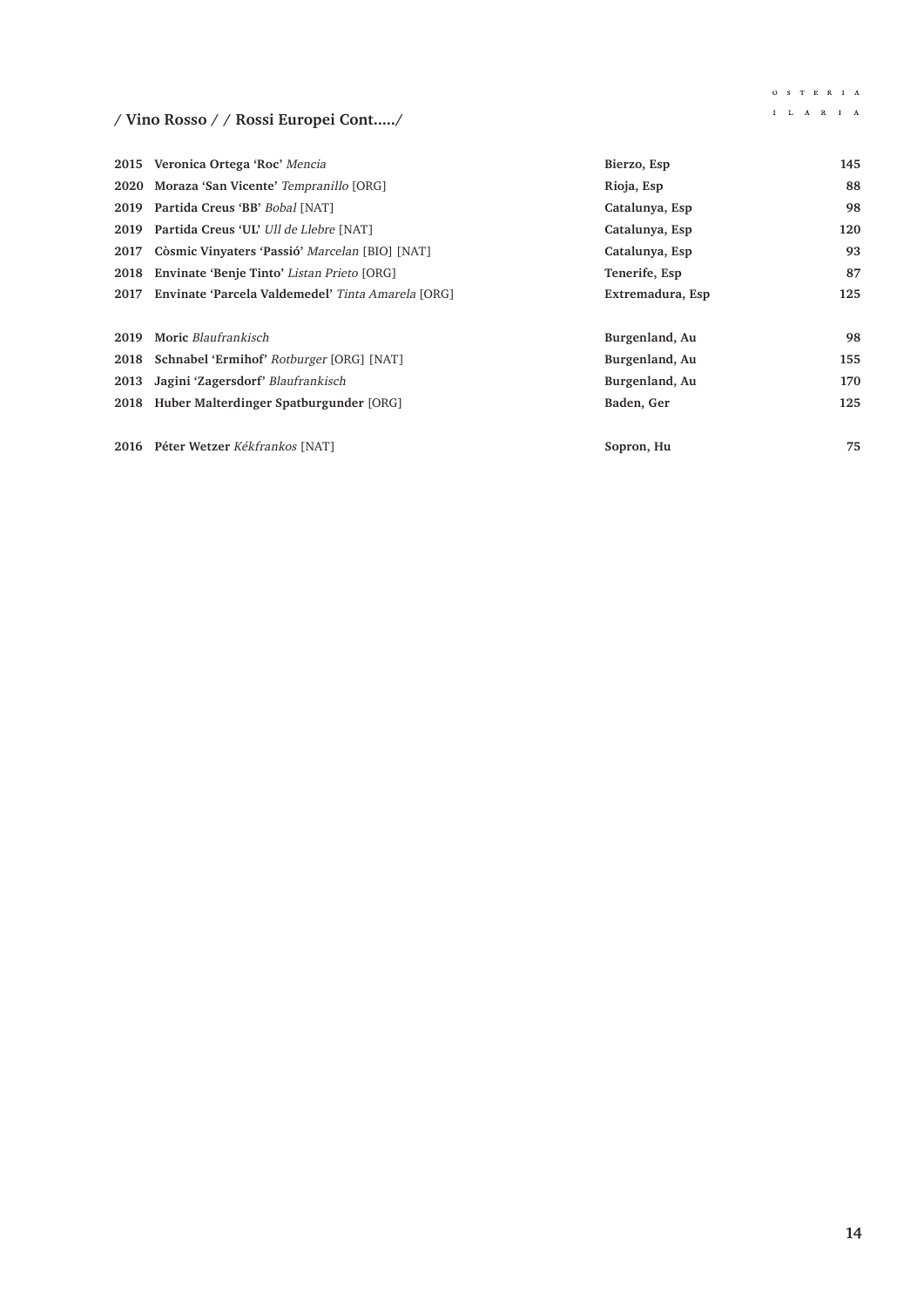## / Vino Rosso / / Rossi Europei Cont...../

| | | | |
|---|---|---|---|
| **2015** | **Veronica Ortega 'Roc'** *Mencia* | **Bierzo, Esp** | **145** |
| **2020** | **Moraza 'San Vicente'** *Tempranillo* [ORG] | **Rioja, Esp** | **88** |
| **2019** | **Partida Creus 'BB'** *Bobal* [NAT] | **Catalunya, Esp** | **98** |
| **2019** | **Partida Creus 'UL'** *Ull de Llebre* [NAT] | **Catalunya, Esp** | **120** |
| **2017** | **Còsmic Vinyaters 'Passió'** *Marcelan* [BIO] [NAT] | **Catalunya, Esp** | **93** |
| **2018** | **Envinate 'Benje Tinto'** *Listan Prieto* [ORG] | **Tenerife, Esp** | **87** |
| **2017** | **Envinate 'Parcela Valdemedel'** *Tinta Amarela* [ORG] | **Extremadura, Esp** | **125** |
| | | | |
| **2019** | **Moric** *Blaufrankisch* | **Burgenland, Au** | **98** |
| **2018** | **Schnabel 'Ermihof'** *Rotburger* [ORG] [NAT] | **Burgenland, Au** | **155** |
| **2013** | **Jagini 'Zagersdorf'** *Blaufrankisch* | **Burgenland, Au** | **170** |
| **2018** | **Huber Malterdinger Spatburgunder** [ORG] | **Baden, Ger** | **125** |
| | | | |
| **2016** | **Péter Wetzer** *Kékfrankos* [NAT] | **Sopron, Hu** | **75** |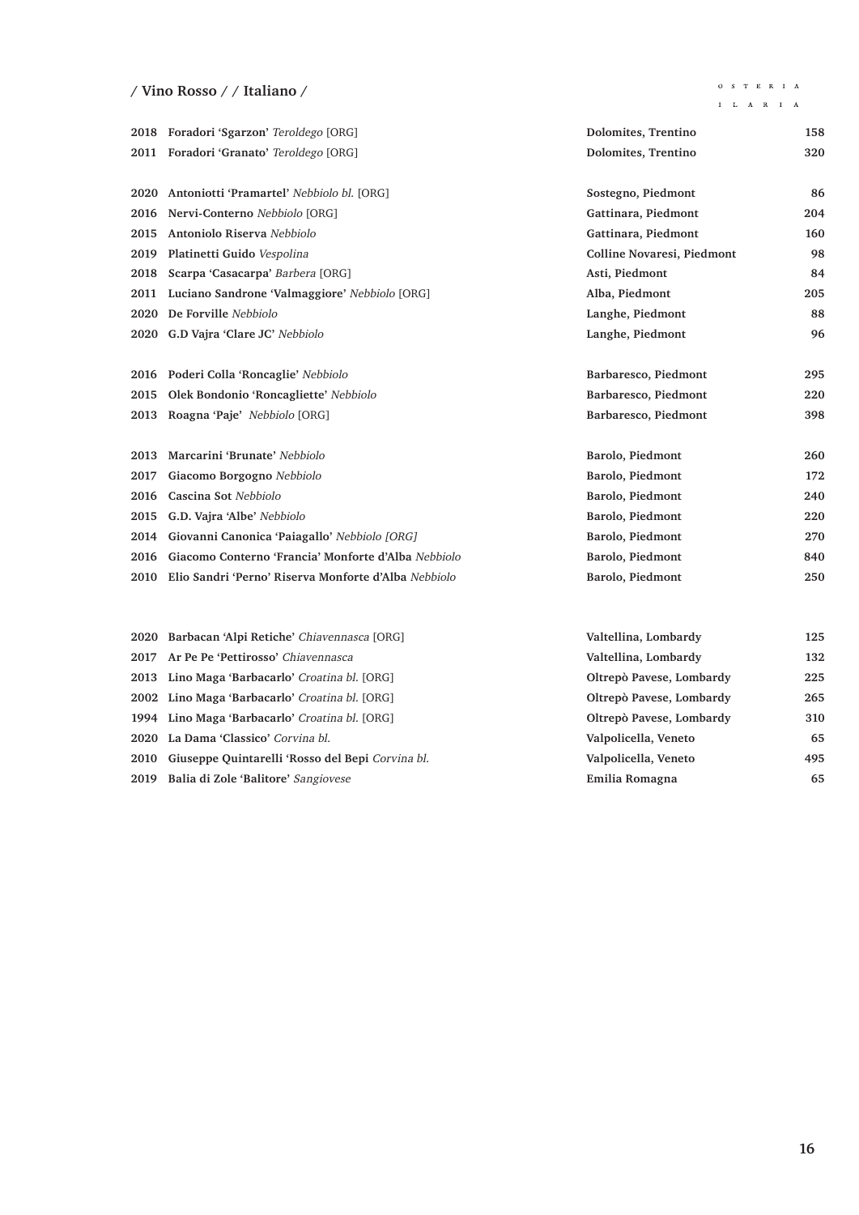## / Vino Rosso / / Italiano /

| | | | |
|---|---|---|---|
| 2018 | **Foradori 'Sgarzon'** *Teroldego* [ORG] | Dolomites, Trentino | 158 |
| 2011 | **Foradori 'Granato'** *Teroldego* [ORG] | Dolomites, Trentino | 320 |
| | | | |
| 2020 | **Antoniotti 'Pramartel'** *Nebbiolo bl.* [ORG] | Sostegno, Piedmont | 86 |
| 2016 | **Nervi-Conterno** *Nebbiolo* [ORG] | Gattinara, Piedmont | 204 |
| 2015 | **Antoniolo Riserva** *Nebbiolo* | Gattinara, Piedmont | 160 |
| 2019 | **Platinetti Guido** *Vespolina* | Colline Novaresi, Piedmont | 98 |
| 2018 | **Scarpa 'Casacarpa'** *Barbera* [ORG] | Asti, Piedmont | 84 |
| 2011 | **Luciano Sandrone 'Valmaggiore'** *Nebbiolo* [ORG] | Alba, Piedmont | 205 |
| 2020 | **De Forville** *Nebbiolo* | Langhe, Piedmont | 88 |
| 2020 | **G.D Vajra 'Clare JC'** *Nebbiolo* | Langhe, Piedmont | 96 |
| | | | |
| 2016 | **Poderi Colla 'Roncaglie'** *Nebbiolo* | Barbaresco, Piedmont | 295 |
| 2015 | **Olek Bondonio 'Roncagliette'** *Nebbiolo* | Barbaresco, Piedmont | 220 |
| 2013 | **Roagna 'Paje'** *Nebbiolo* [ORG] | Barbaresco, Piedmont | 398 |
| | | | |
| 2013 | **Marcarini 'Brunate'** *Nebbiolo* | Barolo, Piedmont | 260 |
| 2017 | **Giacomo Borgogno** *Nebbiolo* | Barolo, Piedmont | 172 |
| 2016 | **Cascina Sot** *Nebbiolo* | Barolo, Piedmont | 240 |
| 2015 | **G.D. Vajra 'Albe'** *Nebbiolo* | Barolo, Piedmont | 220 |
| 2014 | **Giovanni Canonica 'Paiagallo'** *Nebbiolo [ORG]* | Barolo, Piedmont | 270 |
| 2016 | **Giacomo Conterno 'Francia' Monforte d'Alba** *Nebbiolo* | Barolo, Piedmont | 840 |
| 2010 | **Elio Sandri 'Perno' Riserva Monforte d'Alba** *Nebbiolo* | Barolo, Piedmont | 250 |
| | | | |
| 2020 | **Barbacan 'Alpi Retiche'** *Chiavennasca* [ORG] | Valtellina, Lombardy | 125 |
| 2017 | **Ar Pe Pe 'Pettirosso'** *Chiavennasca* | Valtellina, Lombardy | 132 |
| 2013 | **Lino Maga 'Barbacarlo'** *Croatina bl.* [ORG] | Oltrepò Pavese, Lombardy | 225 |
| 2002 | **Lino Maga 'Barbacarlo'** *Croatina bl.* [ORG] | Oltrepò Pavese, Lombardy | 265 |
| 1994 | **Lino Maga 'Barbacarlo'** *Croatina bl.* [ORG] | Oltrepò Pavese, Lombardy | 310 |
| 2020 | **La Dama 'Classico'** *Corvina bl.* | Valpolicella, Veneto | 65 |
| 2010 | **Giuseppe Quintarelli 'Rosso del Bepi** *Corvina bl.* | Valpolicella, Veneto | 495 |
| 2019 | **Balia di Zole 'Balitore'** *Sangiovese* | Emilia Romagna | 65 |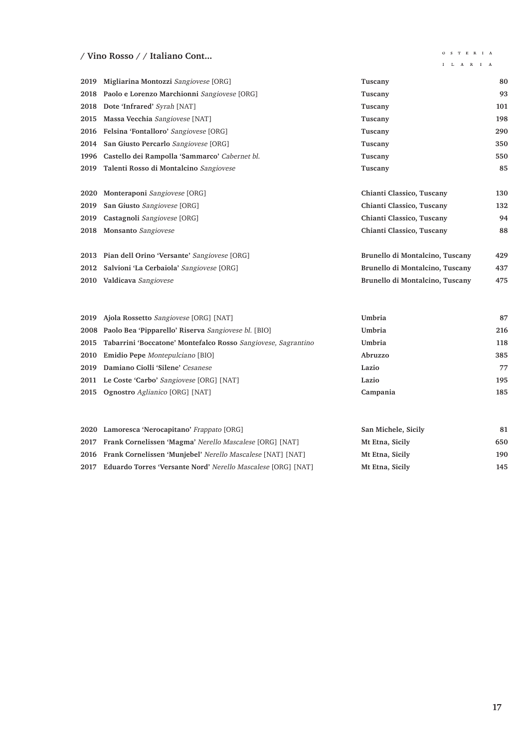## / Vino Rosso / / Italiano Cont...

| | | | |
|---|---|---|---|
| 2019 | **Migliarina Montozzi** *Sangiovese* [ORG] | **Tuscany** | **80** |
| 2018 | **Paolo e Lorenzo Marchionni** *Sangiovese* [ORG] | **Tuscany** | **93** |
| 2018 | **Dote 'Infrared'** *Syrah* [NAT] | **Tuscany** | **101** |
| 2015 | **Massa Vecchia** *Sangiovese* [NAT] | **Tuscany** | **198** |
| 2016 | **Felsina 'Fontalloro'** *Sangiovese* [ORG] | **Tuscany** | **290** |
| 2014 | **San Giusto Percarlo** *Sangiovese* [ORG] | **Tuscany** | **350** |
| 1996 | **Castello dei Rampolla 'Sammarco'** *Cabernet bl.* | **Tuscany** | **550** |
| 2019 | **Talenti Rosso di Montalcino** *Sangiovese* | **Tuscany** | **85** |
| | | | |
| 2020 | **Monteraponi** *Sangiovese* [ORG] | **Chianti Classico, Tuscany** | **130** |
| 2019 | **San Giusto** *Sangiovese* [ORG] | **Chianti Classico, Tuscany** | **132** |
| 2019 | **Castagnoli** *Sangiovese* [ORG] | **Chianti Classico, Tuscany** | **94** |
| 2018 | **Monsanto** *Sangiovese* | **Chianti Classico, Tuscany** | **88** |
| | | | |
| 2013 | **Pian dell Orino 'Versante'** *Sangiovese* [ORG] | **Brunello di Montalcino, Tuscany** | **429** |
| 2012 | **Salvioni 'La Cerbaiola'** *Sangiovese* [ORG] | **Brunello di Montalcino, Tuscany** | **437** |
| 2010 | **Valdicava** *Sangiovese* | **Brunello di Montalcino, Tuscany** | **475** |
| | | | |
| 2019 | **Ajola Rossetto** *Sangiovese* [ORG] [NAT] | **Umbria** | **87** |
| 2008 | **Paolo Bea 'Pipparello' Riserva** *Sangiovese bl.* [BIO] | **Umbria** | **216** |
| 2015 | **Tabarrini 'Boccatone' Montefalco Rosso** *Sangiovese, Sagrantino* | **Umbria** | **118** |
| 2010 | **Emidio Pepe** *Montepulciano* [BIO] | **Abruzzo** | **385** |
| 2019 | **Damiano Ciolli 'Silene'** *Cesanese* | **Lazio** | **77** |
| 2011 | **Le Coste 'Carbo'** *Sangiovese* [ORG] [NAT] | **Lazio** | **195** |
| 2015 | **Ognostro** *Aglianico* [ORG] [NAT] | **Campania** | **185** |
| | | | |
| 2020 | **Lamoresca 'Nerocapitano'** *Frappato* [ORG] | **San Michele, Sicily** | **81** |
| 2017 | **Frank Cornelissen 'Magma'** *Nerello Mascalese* [ORG] [NAT] | **Mt Etna, Sicily** | **650** |
| 2016 | **Frank Cornelissen 'Munjebel'** *Nerello Mascalese* [NAT] [NAT] | **Mt Etna, Sicily** | **190** |
| 2017 | **Eduardo Torres 'Versante Nord'** *Nerello Mascalese* [ORG] [NAT] | **Mt Etna, Sicily** | **145** |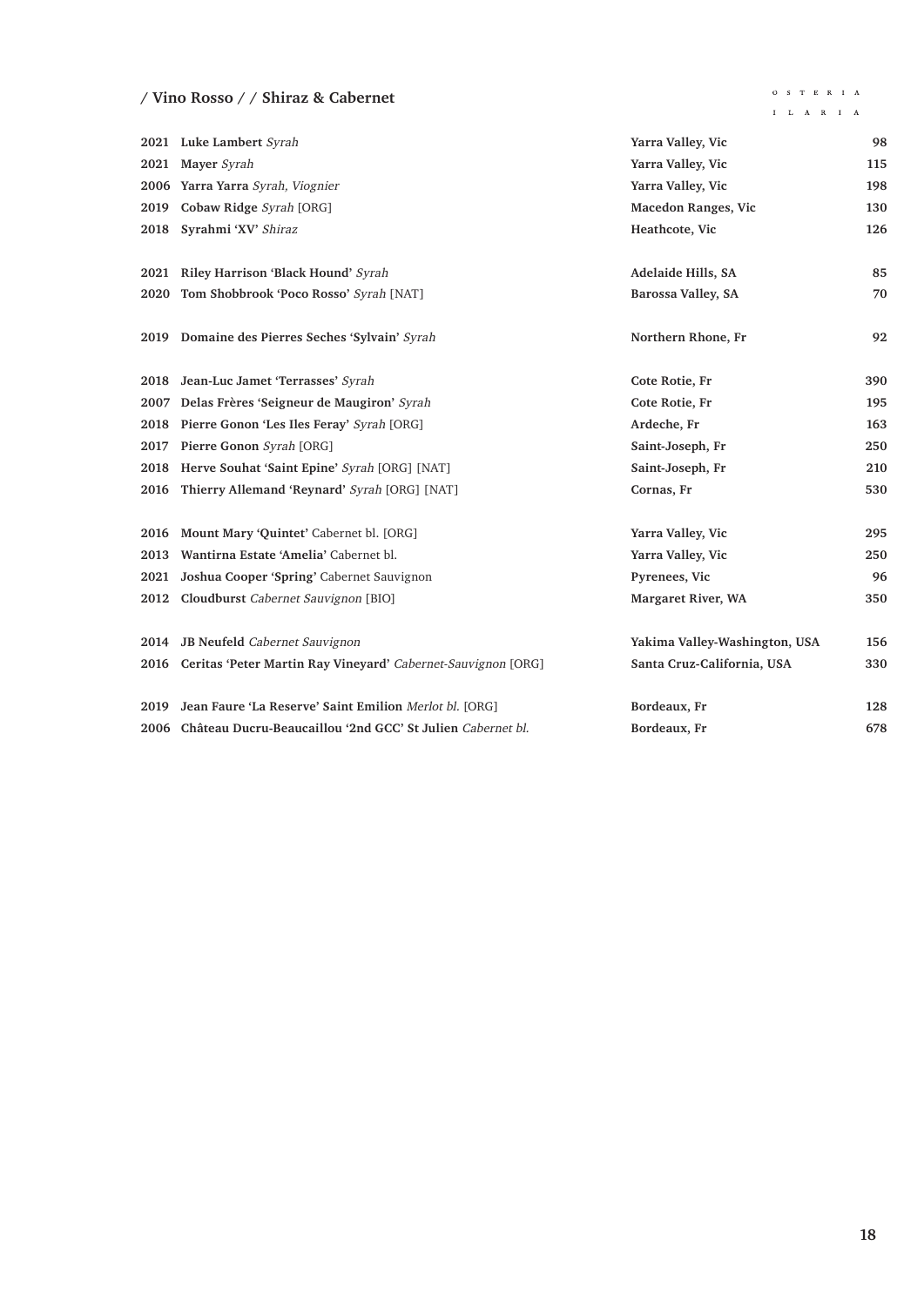## / Vino Rosso / / Shiraz & Cabernet

| Year | Wine | Region | Price |
|---|---|---|---|
| 2021 | **Luke Lambert** *Syrah* | **Yarra Valley, Vic** | **98** |
| 2021 | **Mayer** *Syrah* | **Yarra Valley, Vic** | **115** |
| 2006 | **Yarra Yarra** *Syrah, Viognier* | **Yarra Valley, Vic** | **198** |
| 2019 | **Cobaw Ridge** *Syrah* [ORG] | **Macedon Ranges, Vic** | **130** |
| 2018 | **Syrahmi 'XV'** *Shiraz* | **Heathcote, Vic** | **126** |
| | | | |
| 2021 | **Riley Harrison 'Black Hound'** *Syrah* | **Adelaide Hills, SA** | **85** |
| 2020 | **Tom Shobbrook 'Poco Rosso'** *Syrah* [NAT] | **Barossa Valley, SA** | **70** |
| | | | |
| 2019 | **Domaine des Pierres Seches 'Sylvain'** *Syrah* | **Northern Rhone, Fr** | **92** |
| | | | |
| 2018 | **Jean-Luc Jamet 'Terrasses'** *Syrah* | **Cote Rotie, Fr** | **390** |
| 2007 | **Delas Frères 'Seigneur de Maugiron'** *Syrah* | **Cote Rotie, Fr** | **195** |
| 2018 | **Pierre Gonon 'Les Iles Feray'** *Syrah* [ORG] | **Ardeche, Fr** | **163** |
| 2017 | **Pierre Gonon** *Syrah* [ORG] | **Saint-Joseph, Fr** | **250** |
| 2018 | **Herve Souhat 'Saint Epine'** *Syrah* [ORG] [NAT] | **Saint-Joseph, Fr** | **210** |
| 2016 | **Thierry Allemand 'Reynard'** *Syrah* [ORG] [NAT] | **Cornas, Fr** | **530** |
| | | | |
| 2016 | **Mount Mary 'Quintet'** Cabernet bl. [ORG] | **Yarra Valley, Vic** | **295** |
| 2013 | **Wantirna Estate 'Amelia'** Cabernet bl. | **Yarra Valley, Vic** | **250** |
| 2021 | **Joshua Cooper 'Spring'** Cabernet Sauvignon | **Pyrenees, Vic** | **96** |
| 2012 | **Cloudburst** *Cabernet Sauvignon* [BIO] | **Margaret River, WA** | **350** |
| | | | |
| 2014 | **JB Neufeld** *Cabernet Sauvignon* | **Yakima Valley-Washington, USA** | **156** |
| 2016 | **Ceritas 'Peter Martin Ray Vineyard'** *Cabernet-Sauvignon* [ORG] | **Santa Cruz-California, USA** | **330** |
| | | | |
| 2019 | **Jean Faure 'La Reserve' Saint Emilion** *Merlot bl.* [ORG] | **Bordeaux, Fr** | **128** |
| 2006 | **Château Ducru-Beaucaillou '2nd GCC' St Julien** *Cabernet bl.* | **Bordeaux, Fr** | **678** |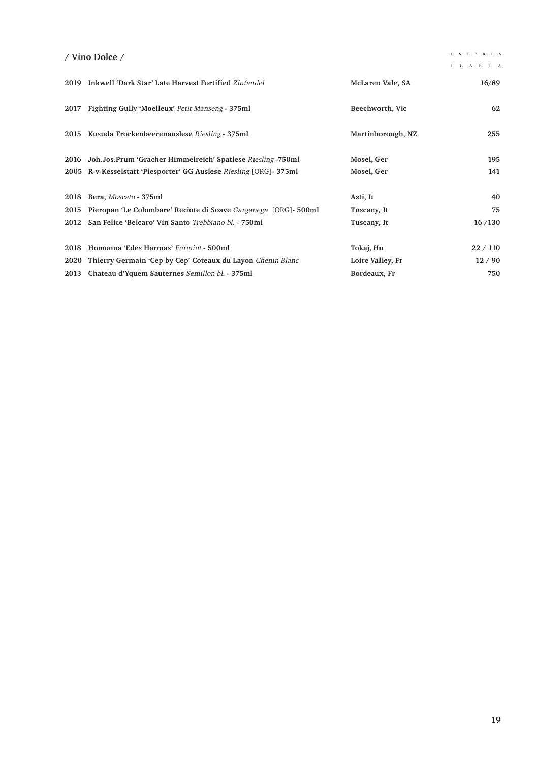## / Vino Dolce /

| Year | Wine | Region | Price |
|---|---|---|---|
| 2019 | **Inkwell 'Dark Star' Late Harvest Fortified** *Zinfandel* | McLaren Vale, SA | 16/89 |
| 2017 | **Fighting Gully 'Moelleux'** *Petit Manseng* **- 375ml** | Beechworth, Vic | 62 |
| 2015 | **Kusuda Trockenbeerenauslese** *Riesling* **- 375ml** | Martinborough, NZ | 255 |
| 2016 | **Joh.Jos.Prum 'Gracher Himmelreich' Spatlese** *Riesling* **-750ml** | Mosel, Ger | 195 |
| 2005 | **R-v-Kesselstatt 'Piesporter' GG Auslese** *Riesling* [ORG]**- 375ml** | Mosel, Ger | 141 |
| 2018 | **Bera,** *Moscato* **- 375ml** | Asti, It | 40 |
| 2015 | **Pieropan 'Le Colombare' Reciote di Soave** *Garganega* [ORG]**- 500ml** | Tuscany, It | 75 |
| 2012 | **San Felice 'Belcaro' Vin Santo** *Trebbiano bl.* **- 750ml** | Tuscany, It | 16 /130 |
| 2018 | **Homonna 'Edes Harmas'** *Furmint* **- 500ml** | Tokaj, Hu | 22 / 110 |
| 2020 | **Thierry Germain 'Cep by Cep' Coteaux du Layon** *Chenin Blanc* | Loire Valley, Fr | 12 / 90 |
| 2013 | **Chateau d'Yquem Sauternes** *Semillon bl.* **- 375ml** | Bordeaux, Fr | 750 |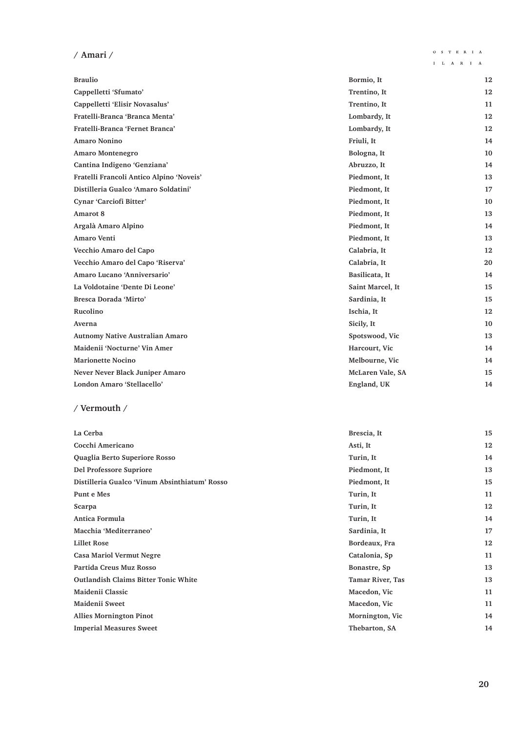## / Amari /

| | | |
|---|---|---|
| Braulio | Bormio, It | 12 |
| Cappelletti 'Sfumato' | Trentino, It | 12 |
| Cappelletti 'Elisir Novasalus' | Trentino, It | 11 |
| Fratelli-Branca 'Branca Menta' | Lombardy, It | 12 |
| Fratelli-Branca 'Fernet Branca' | Lombardy, It | 12 |
| Amaro Nonino | Friuli, It | 14 |
| Amaro Montenegro | Bologna, It | 10 |
| Cantina Indigeno 'Genziana' | Abruzzo, It | 14 |
| Fratelli Francoli Antico Alpino 'Noveis' | Piedmont, It | 13 |
| Distilleria Gualco 'Amaro Soldatini' | Piedmont, It | 17 |
| Cynar 'Carciofi Bitter' | Piedmont, It | 10 |
| Amarot 8 | Piedmont, It | 13 |
| Argalà Amaro Alpino | Piedmont, It | 14 |
| Amaro Venti | Piedmont, It | 13 |
| Vecchio Amaro del Capo | Calabria, It | 12 |
| Vecchio Amaro del Capo 'Riserva' | Calabria, It | 20 |
| Amaro Lucano 'Anniversario' | Basilicata, It | 14 |
| La Voldotaine 'Dente Di Leone' | Saint Marcel, It | 15 |
| Bresca Dorada 'Mirto' | Sardinia, It | 15 |
| Rucolino | Ischia, It | 12 |
| Averna | Sicily, It | 10 |
| Autnomy Native Australian Amaro | Spotswood, Vic | 13 |
| Maidenii 'Nocturne' Vin Amer | Harcourt, Vic | 14 |
| Marionette Nocino | Melbourne, Vic | 14 |
| Never Never Black Juniper Amaro | McLaren Vale, SA | 15 |
| London Amaro 'Stellacello' | England, UK | 14 |

## / Vermouth /

| | | |
|---|---|---|
| La Cerba | Brescia, It | 15 |
| Cocchi Americano | Asti, It | 12 |
| Quaglia Berto Superiore Rosso | Turin, It | 14 |
| Del Professore Supriore | Piedmont, It | 13 |
| Distilleria Gualco 'Vinum Absinthiatum' Rosso | Piedmont, It | 15 |
| Punt e Mes | Turin, It | 11 |
| Scarpa | Turin, It | 12 |
| Antica Formula | Turin, It | 14 |
| Macchia 'Mediterraneo' | Sardinia, It | 17 |
| Lillet Rose | Bordeaux, Fra | 12 |
| Casa Mariol Vermut Negre | Catalonia, Sp | 11 |
| Partida Creus Muz Rosso | Bonastre, Sp | 13 |
| Outlandish Claims Bitter Tonic White | Tamar River, Tas | 13 |
| Maidenii Classic | Macedon, Vic | 11 |
| Maidenii Sweet | Macedon, Vic | 11 |
| Allies Mornington Pinot | Mornington, Vic | 14 |
| Imperial Measures Sweet | Thebarton, SA | 14 |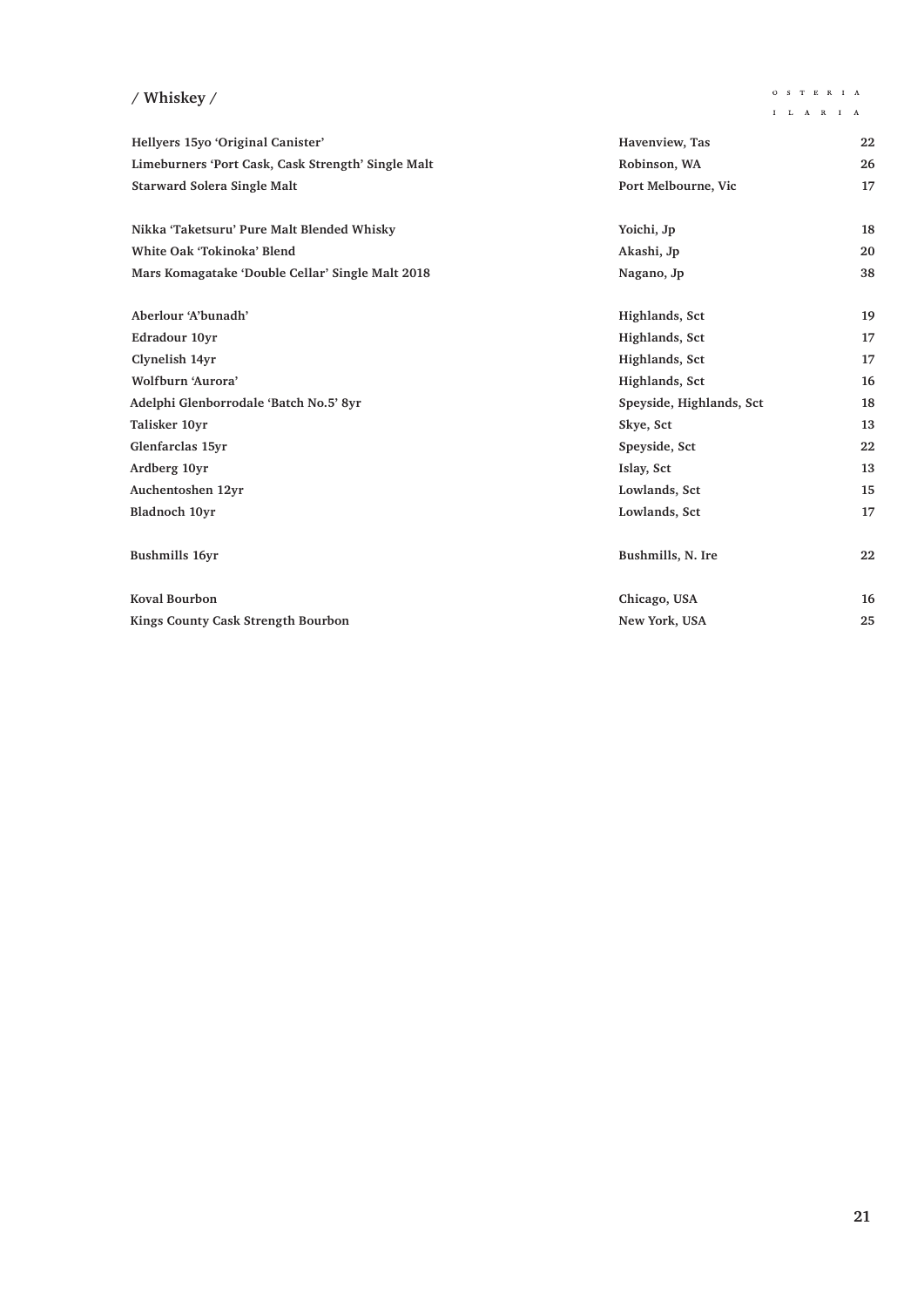## / Whiskey /

| | | |
|---|---|---|
| Hellyers 15yo 'Original Canister' | Havenview, Tas | 22 |
| Limeburners 'Port Cask, Cask Strength' Single Malt | Robinson, WA | 26 |
| Starward Solera Single Malt | Port Melbourne, Vic | 17 |
| | | |
| Nikka 'Taketsuru' Pure Malt Blended Whisky | Yoichi, Jp | 18 |
| White Oak 'Tokinoka' Blend | Akashi, Jp | 20 |
| Mars Komagatake 'Double Cellar' Single Malt 2018 | Nagano, Jp | 38 |
| | | |
| Aberlour 'A'bunadh' | Highlands, Sct | 19 |
| Edradour 10yr | Highlands, Sct | 17 |
| Clynelish 14yr | Highlands, Sct | 17 |
| Wolfburn 'Aurora' | Highlands, Sct | 16 |
| Adelphi Glenborrodale 'Batch No.5' 8yr | Speyside, Highlands, Sct | 18 |
| Talisker 10yr | Skye, Sct | 13 |
| Glenfarclas 15yr | Speyside, Sct | 22 |
| Ardberg 10yr | Islay, Sct | 13 |
| Auchentoshen 12yr | Lowlands, Sct | 15 |
| Bladnoch 10yr | Lowlands, Sct | 17 |
| | | |
| Bushmills 16yr | Bushmills, N. Ire | 22 |
| | | |
| Koval Bourbon | Chicago, USA | 16 |
| Kings County Cask Strength Bourbon | New York, USA | 25 |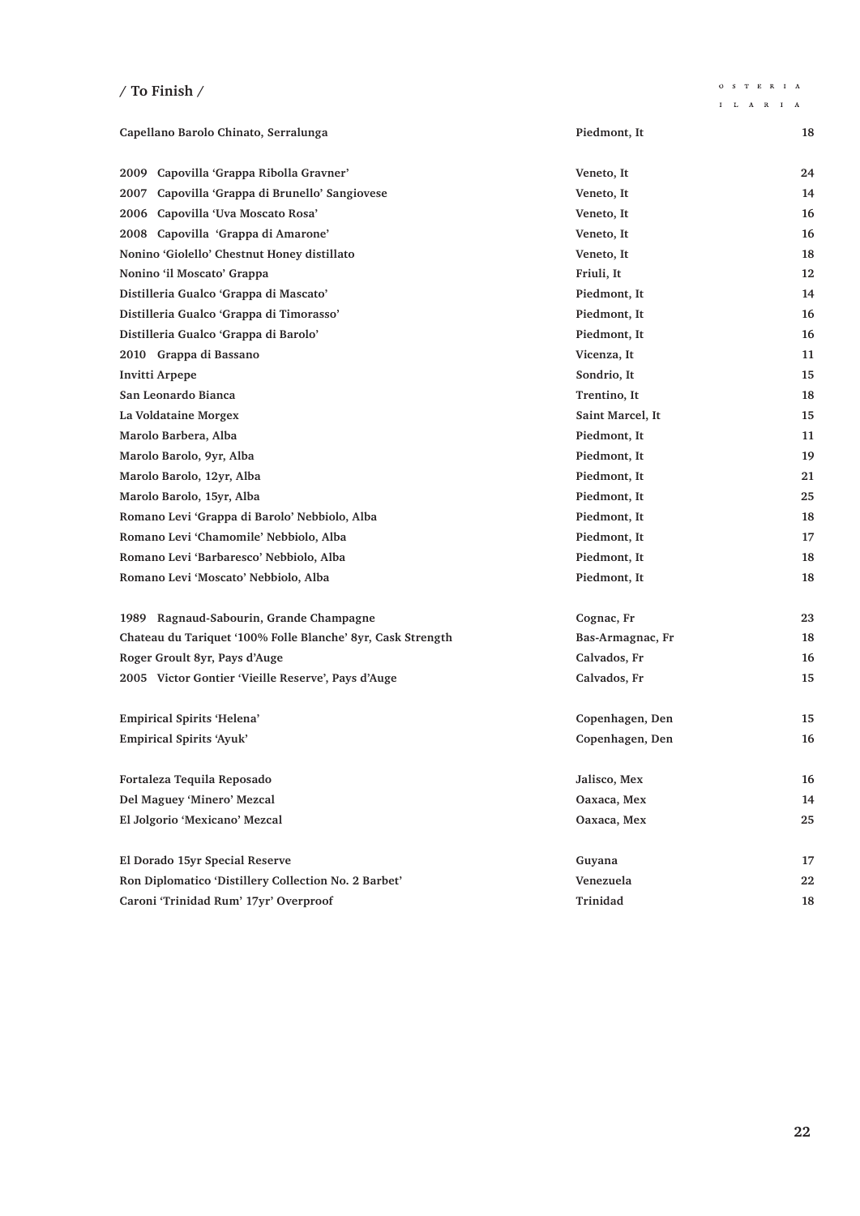## / To Finish /

OSTERIA ILARIA

| | | |
|---|---|---|
| Capellano Barolo Chinato, Serralunga | Piedmont, It | 18 |
| | | |
| 2009 Capovilla 'Grappa Ribolla Gravner' | Veneto, It | 24 |
| 2007 Capovilla 'Grappa di Brunello' Sangiovese | Veneto, It | 14 |
| 2006 Capovilla 'Uva Moscato Rosa' | Veneto, It | 16 |
| 2008 Capovilla 'Grappa di Amarone' | Veneto, It | 16 |
| Nonino 'Giolello' Chestnut Honey distillato | Veneto, It | 18 |
| Nonino 'il Moscato' Grappa | Friuli, It | 12 |
| Distilleria Gualco 'Grappa di Mascato' | Piedmont, It | 14 |
| Distilleria Gualco 'Grappa di Timorasso' | Piedmont, It | 16 |
| Distilleria Gualco 'Grappa di Barolo' | Piedmont, It | 16 |
| 2010 Grappa di Bassano | Vicenza, It | 11 |
| Invitti Arpepe | Sondrio, It | 15 |
| San Leonardo Bianca | Trentino, It | 18 |
| La Voldataine Morgex | Saint Marcel, It | 15 |
| Marolo Barbera, Alba | Piedmont, It | 11 |
| Marolo Barolo, 9yr, Alba | Piedmont, It | 19 |
| Marolo Barolo, 12yr, Alba | Piedmont, It | 21 |
| Marolo Barolo, 15yr, Alba | Piedmont, It | 25 |
| Romano Levi 'Grappa di Barolo' Nebbiolo, Alba | Piedmont, It | 18 |
| Romano Levi 'Chamomile' Nebbiolo, Alba | Piedmont, It | 17 |
| Romano Levi 'Barbaresco' Nebbiolo, Alba | Piedmont, It | 18 |
| Romano Levi 'Moscato' Nebbiolo, Alba | Piedmont, It | 18 |
| | | |
| 1989 Ragnaud-Sabourin, Grande Champagne | Cognac, Fr | 23 |
| Chateau du Tariquet '100% Folle Blanche' 8yr, Cask Strength | Bas-Armagnac, Fr | 18 |
| Roger Groult 8yr, Pays d'Auge | Calvados, Fr | 16 |
| 2005 Victor Gontier 'Vieille Reserve', Pays d'Auge | Calvados, Fr | 15 |
| | | |
| Empirical Spirits 'Helena' | Copenhagen, Den | 15 |
| Empirical Spirits 'Ayuk' | Copenhagen, Den | 16 |
| | | |
| Fortaleza Tequila Reposado | Jalisco, Mex | 16 |
| Del Maguey 'Minero' Mezcal | Oaxaca, Mex | 14 |
| El Jolgorio 'Mexicano' Mezcal | Oaxaca, Mex | 25 |
| | | |
| El Dorado 15yr Special Reserve | Guyana | 17 |
| Ron Diplomatico 'Distillery Collection No. 2 Barbet' | Venezuela | 22 |
| Caroni 'Trinidad Rum' 17yr' Overproof | Trinidad | 18 |